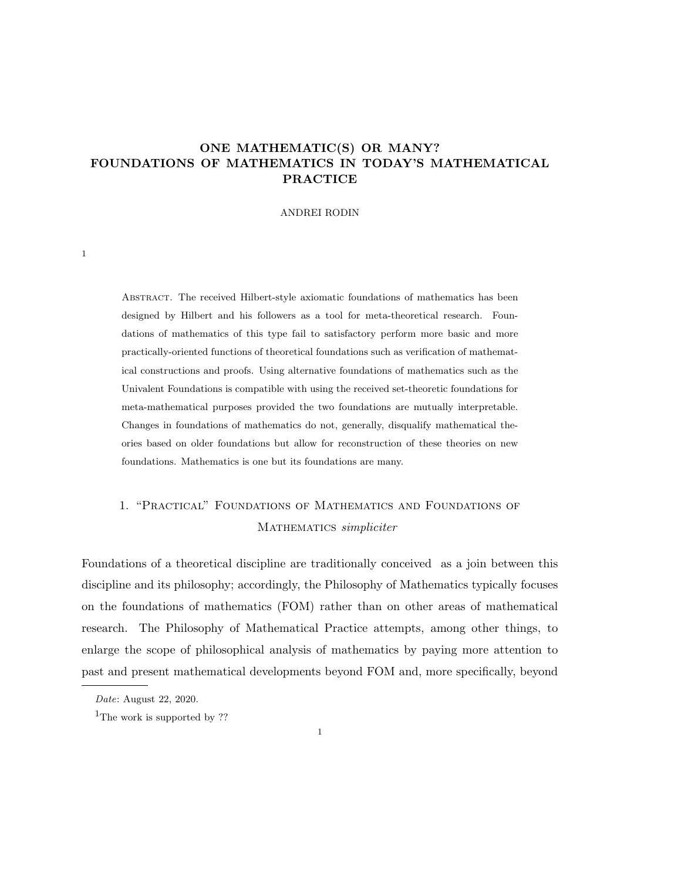# ONE MATHEMATIC(S) OR MANY? FOUNDATIONS OF MATHEMATICS IN TODAY'S MATHEMATICAL PRACTICE

ANDREI RODIN

[1]

Abstract. The received Hilbert-style axiomatic foundations of mathematics has been designed by Hilbert and his followers as a tool for meta-theoretical research. Foundations of mathematics of this type fail to satisfactory perform more basic and more practically-oriented functions of theoretical foundations such as verification of mathematical constructions and proofs. Using alternative foundations of mathematics such as the Univalent Foundations is compatible with using the received set-theoretic foundations for meta-mathematical purposes provided the two foundations are mutually interpretable. Changes in foundations of mathematics do not, generally, disqualify mathematical theories based on older foundations but allow for reconstruction of these theories on new foundations. Mathematics is one but its foundations are many.

## 1. "Practical" Foundations of Mathematics and Foundations of Mathematics *simpliciter*

Foundations of a theoretical discipline are traditionally conceived as a join between this discipline and its philosophy; accordingly, the Philosophy of Mathematics typically focuses on the foundations of mathematics (FOM) rather than on other areas of mathematical research. The Philosophy of Mathematical Practice attempts, among other things, to enlarge the scope of philosophical analysis of mathematics by paying more attention to past and present mathematical developments beyond FOM and, more specifically, beyond

*Date*: August 22, 2020.

[1]The work is supported by ??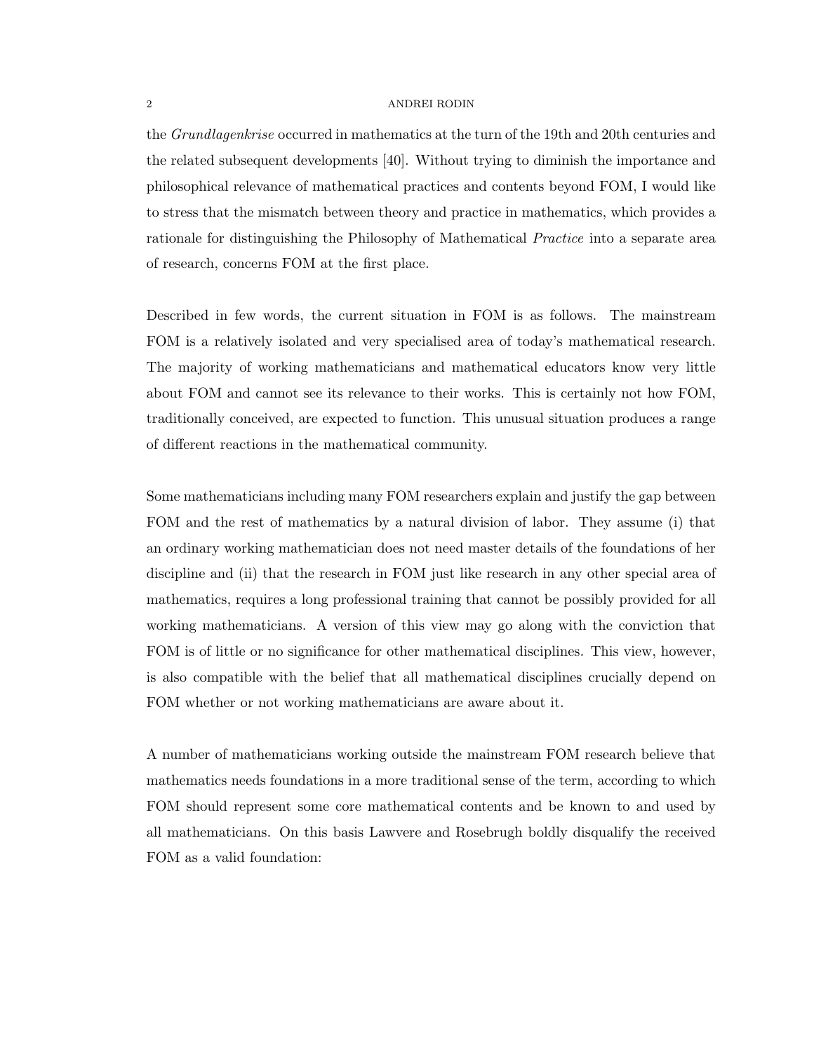the *Grundlagenkrise* occurred in mathematics at the turn of the 19th and 20th centuries and the related subsequent developments [40]. Without trying to diminish the importance and philosophical relevance of mathematical practices and contents beyond FOM, I would like to stress that the mismatch between theory and practice in mathematics, which provides a rationale for distinguishing the Philosophy of Mathematical *Practice* into a separate area of research, concerns FOM at the first place.

Described in few words, the current situation in FOM is as follows. The mainstream FOM is a relatively isolated and very specialised area of today's mathematical research. The majority of working mathematicians and mathematical educators know very little about FOM and cannot see its relevance to their works. This is certainly not how FOM, traditionally conceived, are expected to function. This unusual situation produces a range of different reactions in the mathematical community.

Some mathematicians including many FOM researchers explain and justify the gap between FOM and the rest of mathematics by a natural division of labor. They assume (i) that an ordinary working mathematician does not need master details of the foundations of her discipline and (ii) that the research in FOM just like research in any other special area of mathematics, requires a long professional training that cannot be possibly provided for all working mathematicians. A version of this view may go along with the conviction that FOM is of little or no significance for other mathematical disciplines. This view, however, is also compatible with the belief that all mathematical disciplines crucially depend on FOM whether or not working mathematicians are aware about it.

A number of mathematicians working outside the mainstream FOM research believe that mathematics needs foundations in a more traditional sense of the term, according to which FOM should represent some core mathematical contents and be known to and used by all mathematicians. On this basis Lawvere and Rosebrugh boldly disqualify the received FOM as a valid foundation: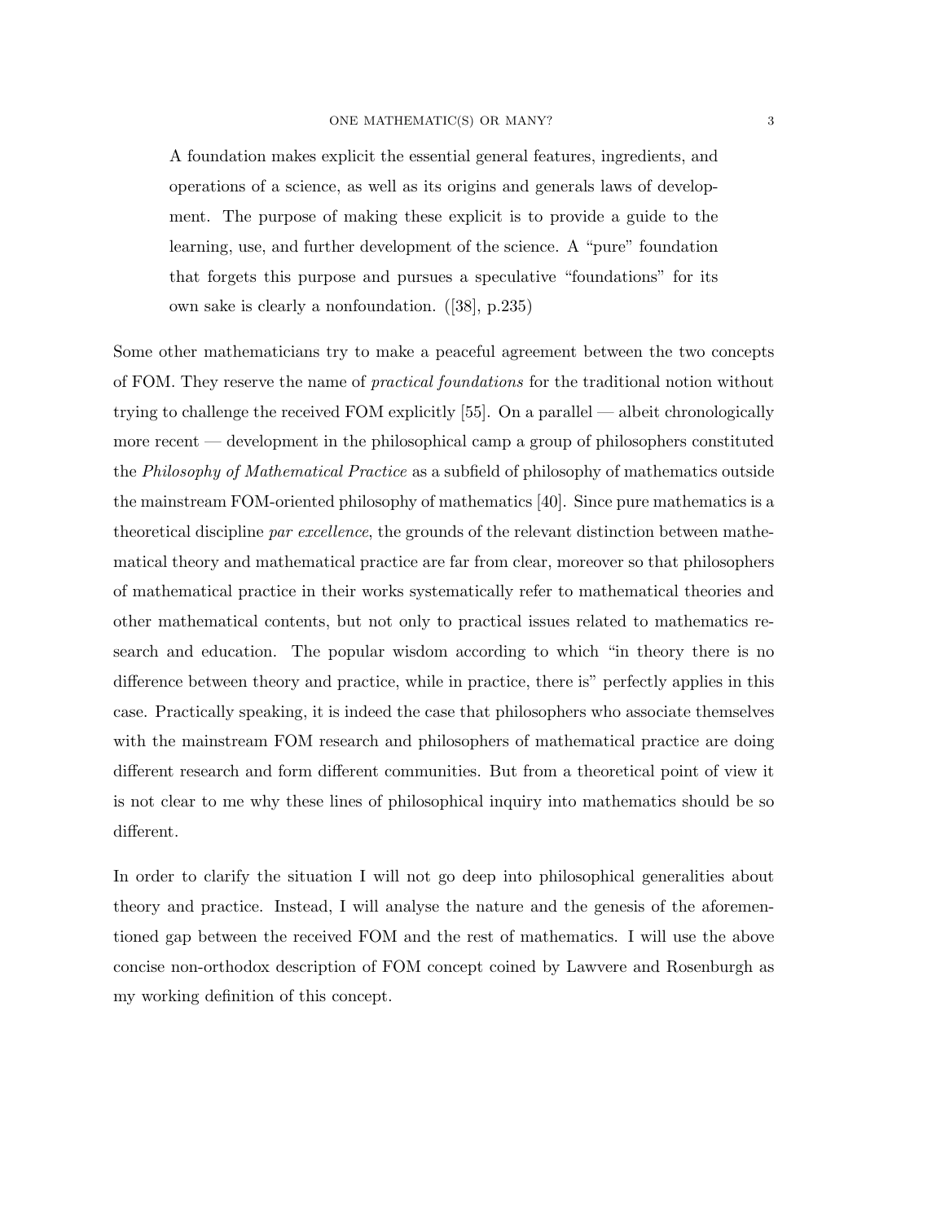> A foundation makes explicit the essential general features, ingredients, and operations of a science, as well as its origins and generals laws of development. The purpose of making these explicit is to provide a guide to the learning, use, and further development of the science. A "pure" foundation that forgets this purpose and pursues a speculative "foundations" for its own sake is clearly a nonfoundation. ([38], p.235)

Some other mathematicians try to make a peaceful agreement between the two concepts of FOM. They reserve the name of *practical foundations* for the traditional notion without trying to challenge the received FOM explicitly [55]. On a parallel — albeit chronologically more recent — development in the philosophical camp a group of philosophers constituted the *Philosophy of Mathematical Practice* as a subfield of philosophy of mathematics outside the mainstream FOM-oriented philosophy of mathematics [40]. Since pure mathematics is a theoretical discipline *par excellence*, the grounds of the relevant distinction between mathematical theory and mathematical practice are far from clear, moreover so that philosophers of mathematical practice in their works systematically refer to mathematical theories and other mathematical contents, but not only to practical issues related to mathematics research and education. The popular wisdom according to which "in theory there is no difference between theory and practice, while in practice, there is" perfectly applies in this case. Practically speaking, it is indeed the case that philosophers who associate themselves with the mainstream FOM research and philosophers of mathematical practice are doing different research and form different communities. But from a theoretical point of view it is not clear to me why these lines of philosophical inquiry into mathematics should be so different.

In order to clarify the situation I will not go deep into philosophical generalities about theory and practice. Instead, I will analyse the nature and the genesis of the aforementioned gap between the received FOM and the rest of mathematics. I will use the above concise non-orthodox description of FOM concept coined by Lawvere and Rosenburgh as my working definition of this concept.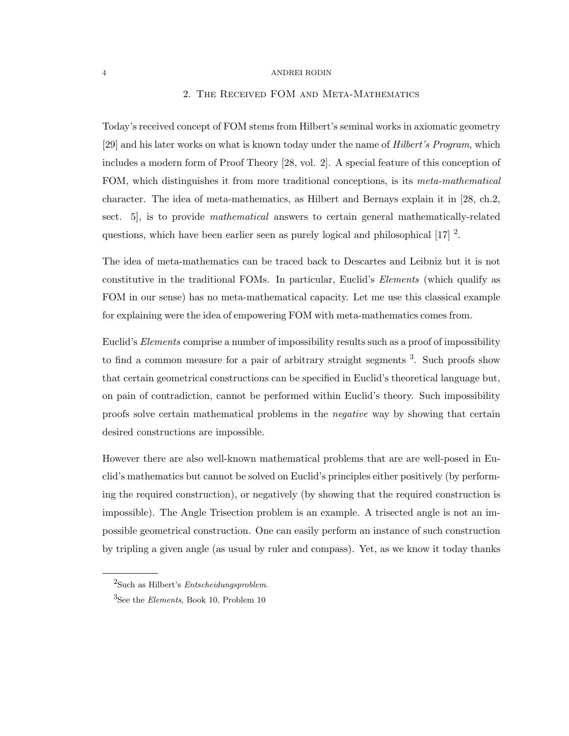## 2. The Received FOM and Meta-Mathematics

Today's received concept of FOM stems from Hilbert's seminal works in axiomatic geometry [29] and his later works on what is known today under the name of *Hilbert's Program*, which includes a modern form of Proof Theory [28, vol. 2]. A special feature of this conception of FOM, which distinguishes it from more traditional conceptions, is its *meta-mathematical* character. The idea of meta-mathematics, as Hilbert and Bernays explain it in [28, ch.2, sect. 5], is to provide *mathematical* answers to certain general mathematically-related questions, which have been earlier seen as purely logical and philosophical [17] [2].

The idea of meta-mathematics can be traced back to Descartes and Leibniz but it is not constitutive in the traditional FOMs. In particular, Euclid's *Elements* (which qualify as FOM in our sense) has no meta-mathematical capacity. Let me use this classical example for explaining were the idea of empowering FOM with meta-mathematics comes from.

Euclid's *Elements* comprise a number of impossibility results such as a proof of impossibility to find a common measure for a pair of arbitrary straight segments [3]. Such proofs show that certain geometrical constructions can be specified in Euclid's theoretical language but, on pain of contradiction, cannot be performed within Euclid's theory. Such impossibility proofs solve certain mathematical problems in the *negative* way by showing that certain desired constructions are impossible.

However there are also well-known mathematical problems that are are well-posed in Euclid's mathematics but cannot be solved on Euclid's principles either positively (by performing the required construction), or negatively (by showing that the required construction is impossible). The Angle Trisection problem is an example. A trisected angle is not an impossible geometrical construction. One can easily perform an instance of such construction by tripling a given angle (as usual by ruler and compass). Yet, as we know it today thanks

---

[2] Such as Hilbert's *Entscheidungsproblem*.

[3] See the *Elements*, Book 10, Problem 10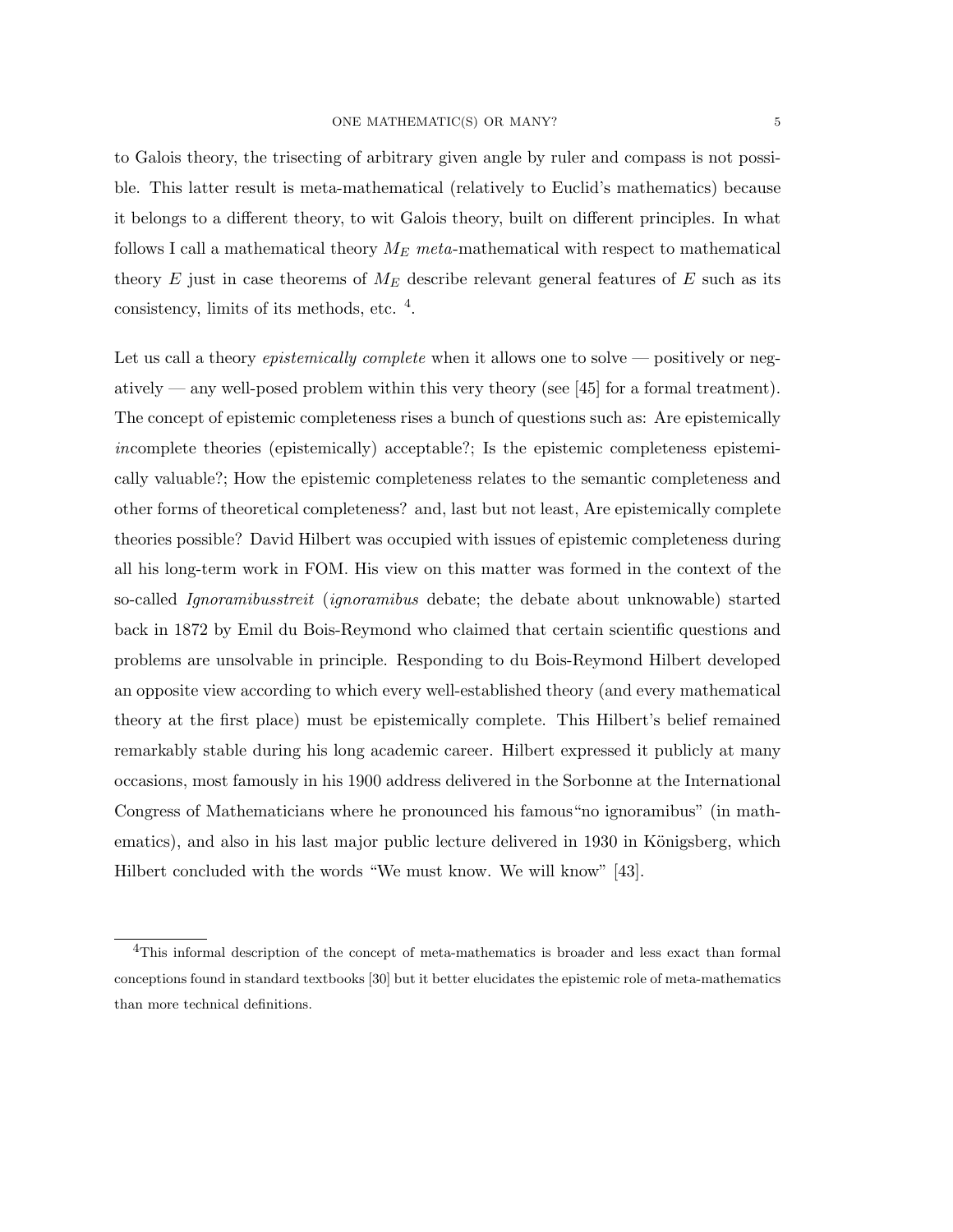to Galois theory, the trisecting of arbitrary given angle by ruler and compass is not possible. This latter result is meta-mathematical (relatively to Euclid's mathematics) because it belongs to a different theory, to wit Galois theory, built on different principles. In what follows I call a mathematical theory $M_E$ *meta*-mathematical with respect to mathematical theory $E$ just in case theorems of $M_E$ describe relevant general features of $E$ such as its consistency, limits of its methods, etc. [4].

Let us call a theory *epistemically complete* when it allows one to solve — positively or negatively — any well-posed problem within this very theory (see [45] for a formal treatment). The concept of epistemic completeness rises a bunch of questions such as: Are epistemically *in*complete theories (epistemically) acceptable?; Is the epistemic completeness epistemically valuable?; How the epistemic completeness relates to the semantic completeness and other forms of theoretical completeness? and, last but not least, Are epistemically complete theories possible? David Hilbert was occupied with issues of epistemic completeness during all his long-term work in FOM. His view on this matter was formed in the context of the so-called *Ignoramibusstreit* (*ignoramibus* debate; the debate about unknowable) started back in 1872 by Emil du Bois-Reymond who claimed that certain scientific questions and problems are unsolvable in principle. Responding to du Bois-Reymond Hilbert developed an opposite view according to which every well-established theory (and every mathematical theory at the first place) must be epistemically complete. This Hilbert's belief remained remarkably stable during his long academic career. Hilbert expressed it publicly at many occasions, most famously in his 1900 address delivered in the Sorbonne at the International Congress of Mathematicians where he pronounced his famous"no ignoramibus" (in mathematics), and also in his last major public lecture delivered in 1930 in Königsberg, which Hilbert concluded with the words "We must know. We will know" [43].

---

[4] This informal description of the concept of meta-mathematics is broader and less exact than formal conceptions found in standard textbooks [30] but it better elucidates the epistemic role of meta-mathematics than more technical definitions.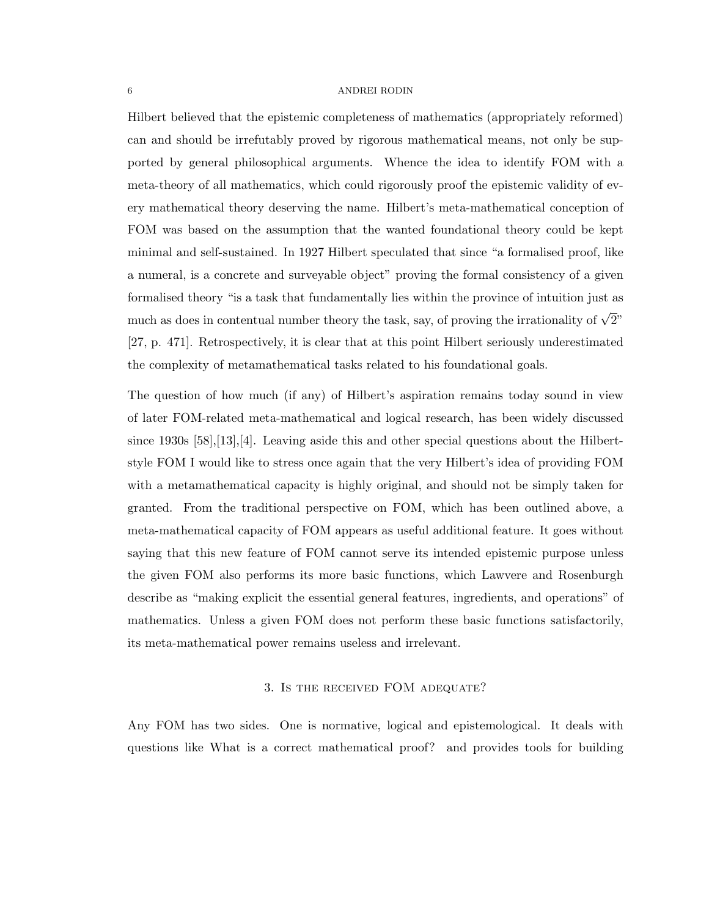Hilbert believed that the epistemic completeness of mathematics (appropriately reformed) can and should be irrefutably proved by rigorous mathematical means, not only be supported by general philosophical arguments. Whence the idea to identify FOM with a meta-theory of all mathematics, which could rigorously proof the epistemic validity of every mathematical theory deserving the name. Hilbert's meta-mathematical conception of FOM was based on the assumption that the wanted foundational theory could be kept minimal and self-sustained. In 1927 Hilbert speculated that since "a formalised proof, like a numeral, is a concrete and surveyable object" proving the formal consistency of a given formalised theory "is a task that fundamentally lies within the province of intuition just as much as does in contentual number theory the task, say, of proving the irrationality of $\sqrt{2}$" [27, p. 471]. Retrospectively, it is clear that at this point Hilbert seriously underestimated the complexity of metamathematical tasks related to his foundational goals.

The question of how much (if any) of Hilbert's aspiration remains today sound in view of later FOM-related meta-mathematical and logical research, has been widely discussed since 1930s [58],[13],[4]. Leaving aside this and other special questions about the Hilbert-style FOM I would like to stress once again that the very Hilbert's idea of providing FOM with a metamathematical capacity is highly original, and should not be simply taken for granted. From the traditional perspective on FOM, which has been outlined above, a meta-mathematical capacity of FOM appears as useful additional feature. It goes without saying that this new feature of FOM cannot serve its intended epistemic purpose unless the given FOM also performs its more basic functions, which Lawvere and Rosenburgh describe as "making explicit the essential general features, ingredients, and operations" of mathematics. Unless a given FOM does not perform these basic functions satisfactorily, its meta-mathematical power remains useless and irrelevant.

## 3. Is the received FOM adequate?

Any FOM has two sides. One is normative, logical and epistemological. It deals with questions like What is a correct mathematical proof? and provides tools for building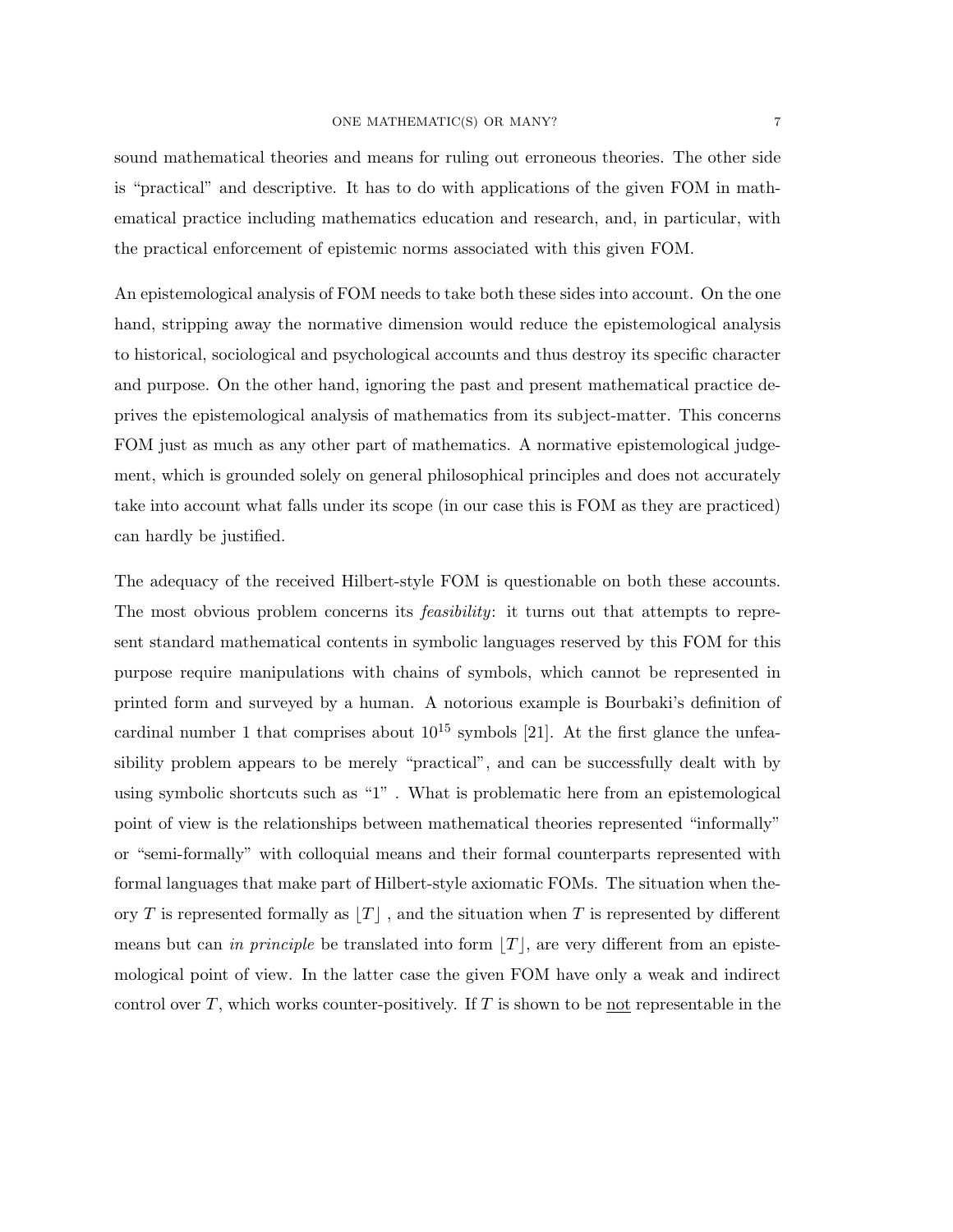sound mathematical theories and means for ruling out erroneous theories. The other side is "practical" and descriptive. It has to do with applications of the given FOM in mathematical practice including mathematics education and research, and, in particular, with the practical enforcement of epistemic norms associated with this given FOM.

An epistemological analysis of FOM needs to take both these sides into account. On the one hand, stripping away the normative dimension would reduce the epistemological analysis to historical, sociological and psychological accounts and thus destroy its specific character and purpose. On the other hand, ignoring the past and present mathematical practice deprives the epistemological analysis of mathematics from its subject-matter. This concerns FOM just as much as any other part of mathematics. A normative epistemological judgement, which is grounded solely on general philosophical principles and does not accurately take into account what falls under its scope (in our case this is FOM as they are practiced) can hardly be justified.

The adequacy of the received Hilbert-style FOM is questionable on both these accounts. The most obvious problem concerns its *feasibility*: it turns out that attempts to represent standard mathematical contents in symbolic languages reserved by this FOM for this purpose require manipulations with chains of symbols, which cannot be represented in printed form and surveyed by a human. A notorious example is Bourbaki's definition of cardinal number 1 that comprises about $10^{15}$ symbols [21]. At the first glance the unfeasibility problem appears to be merely "practical", and can be successfully dealt with by using symbolic shortcuts such as "1" . What is problematic here from an epistemological point of view is the relationships between mathematical theories represented "informally" or "semi-formally" with colloquial means and their formal counterparts represented with formal languages that make part of Hilbert-style axiomatic FOMs. The situation when theory $T$ is represented formally as $\lfloor T \rfloor$ , and the situation when $T$ is represented by different means but can *in principle* be translated into form $\lfloor T \rfloor$, are very different from an epistemological point of view. In the latter case the given FOM have only a weak and indirect control over $T$, which works counter-positively. If $T$ is shown to be <u>not</u> representable in the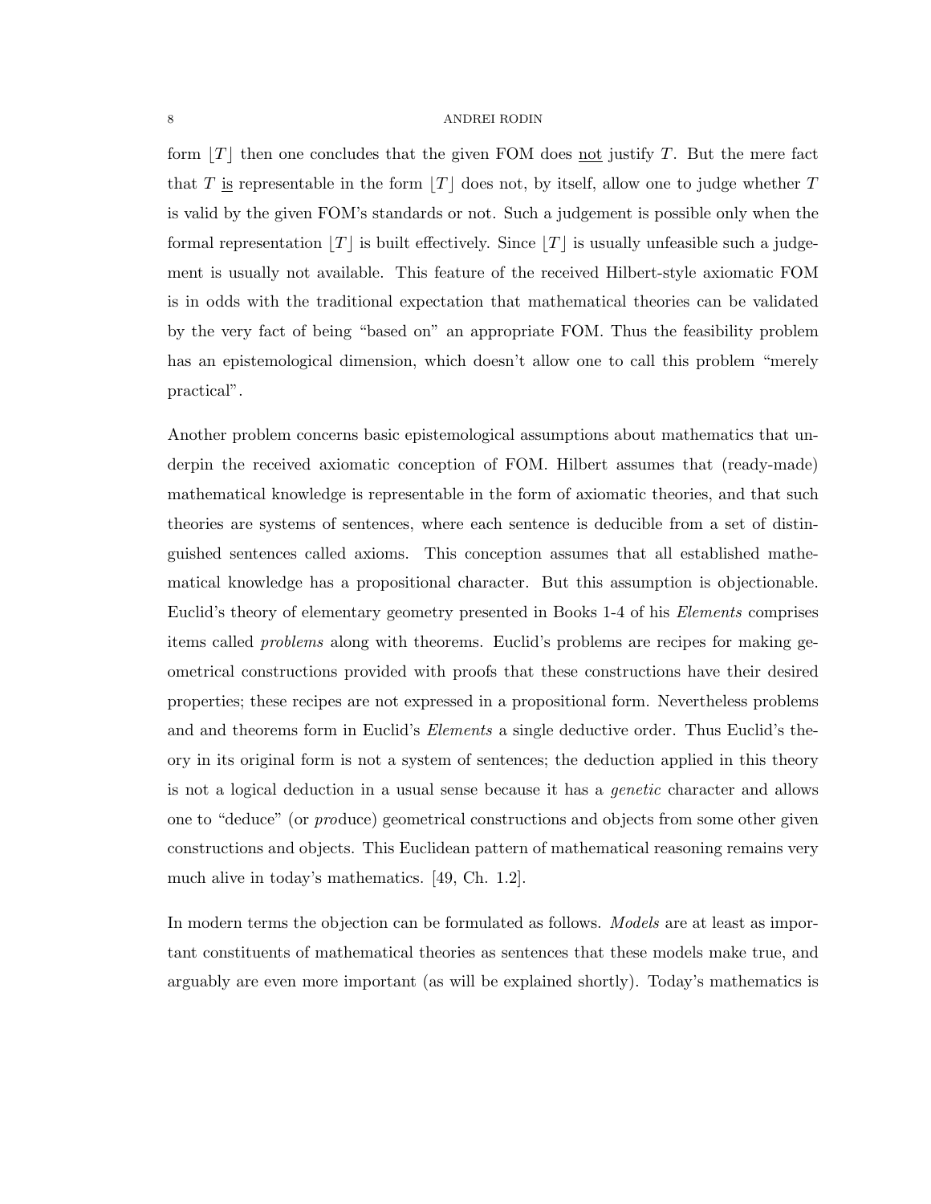form $\lfloor T \rfloor$ then one concludes that the given FOM does <u>not</u> justify $T$. But the mere fact that $T$ <u>is</u> representable in the form $\lfloor T \rfloor$ does not, by itself, allow one to judge whether $T$ is valid by the given FOM's standards or not. Such a judgement is possible only when the formal representation $\lfloor T \rfloor$ is built effectively. Since $\lfloor T \rfloor$ is usually unfeasible such a judgement is usually not available. This feature of the received Hilbert-style axiomatic FOM is in odds with the traditional expectation that mathematical theories can be validated by the very fact of being "based on" an appropriate FOM. Thus the feasibility problem has an epistemological dimension, which doesn't allow one to call this problem "merely practical".

Another problem concerns basic epistemological assumptions about mathematics that underpin the received axiomatic conception of FOM. Hilbert assumes that (ready-made) mathematical knowledge is representable in the form of axiomatic theories, and that such theories are systems of sentences, where each sentence is deducible from a set of distinguished sentences called axioms. This conception assumes that all established mathematical knowledge has a propositional character. But this assumption is objectionable. Euclid's theory of elementary geometry presented in Books 1-4 of his *Elements* comprises items called *problems* along with theorems. Euclid's problems are recipes for making geometrical constructions provided with proofs that these constructions have their desired properties; these recipes are not expressed in a propositional form. Nevertheless problems and and theorems form in Euclid's *Elements* a single deductive order. Thus Euclid's theory in its original form is not a system of sentences; the deduction applied in this theory is not a logical deduction in a usual sense because it has a *genetic* character and allows one to "deduce" (or *pro*duce) geometrical constructions and objects from some other given constructions and objects. This Euclidean pattern of mathematical reasoning remains very much alive in today's mathematics. [49, Ch. 1.2].

In modern terms the objection can be formulated as follows. *Models* are at least as important constituents of mathematical theories as sentences that these models make true, and arguably are even more important (as will be explained shortly). Today's mathematics is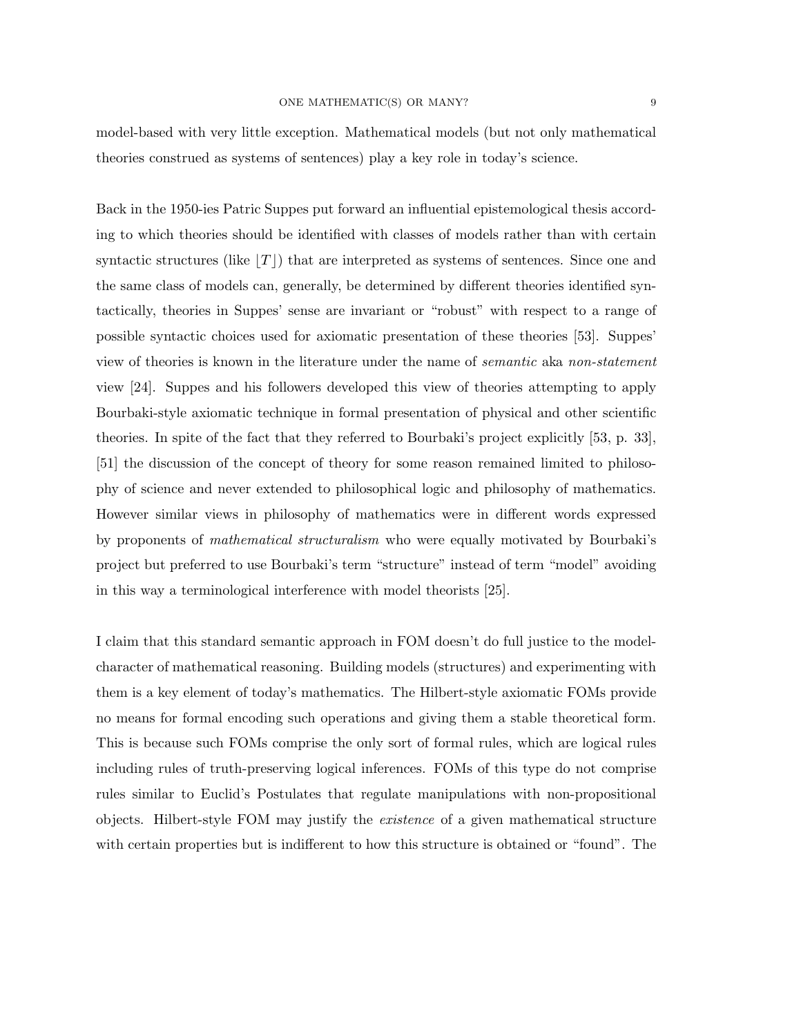model-based with very little exception. Mathematical models (but not only mathematical theories construed as systems of sentences) play a key role in today's science.

Back in the 1950-ies Patric Suppes put forward an influential epistemological thesis according to which theories should be identified with classes of models rather than with certain syntactic structures (like $\lfloor T \rfloor$) that are interpreted as systems of sentences. Since one and the same class of models can, generally, be determined by different theories identified syntactically, theories in Suppes' sense are invariant or "robust" with respect to a range of possible syntactic choices used for axiomatic presentation of these theories [53]. Suppes' view of theories is known in the literature under the name of *semantic* aka *non-statement* view [24]. Suppes and his followers developed this view of theories attempting to apply Bourbaki-style axiomatic technique in formal presentation of physical and other scientific theories. In spite of the fact that they referred to Bourbaki's project explicitly [53, p. 33], [51] the discussion of the concept of theory for some reason remained limited to philosophy of science and never extended to philosophical logic and philosophy of mathematics. However similar views in philosophy of mathematics were in different words expressed by proponents of *mathematical structuralism* who were equally motivated by Bourbaki's project but preferred to use Bourbaki's term "structure" instead of term "model" avoiding in this way a terminological interference with model theorists [25].

I claim that this standard semantic approach in FOM doesn't do full justice to the model-character of mathematical reasoning. Building models (structures) and experimenting with them is a key element of today's mathematics. The Hilbert-style axiomatic FOMs provide no means for formal encoding such operations and giving them a stable theoretical form. This is because such FOMs comprise the only sort of formal rules, which are logical rules including rules of truth-preserving logical inferences. FOMs of this type do not comprise rules similar to Euclid's Postulates that regulate manipulations with non-propositional objects. Hilbert-style FOM may justify the *existence* of a given mathematical structure with certain properties but is indifferent to how this structure is obtained or "found". The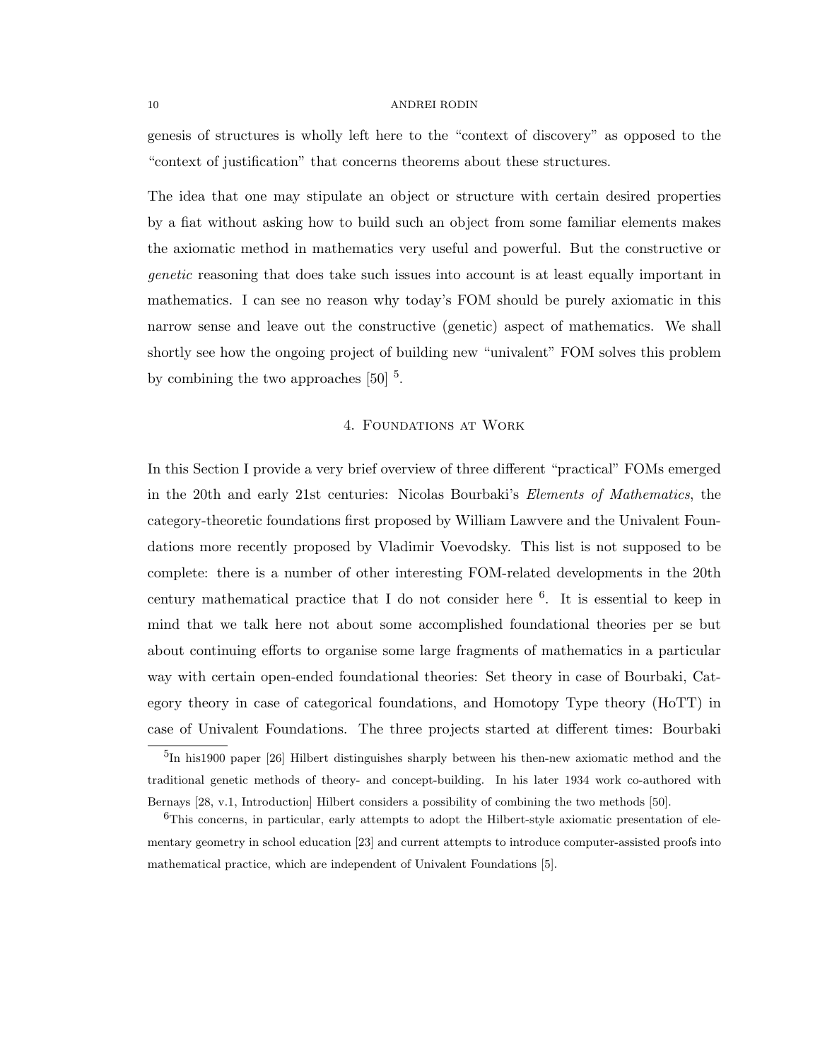genesis of structures is wholly left here to the "context of discovery" as opposed to the "context of justification" that concerns theorems about these structures.

The idea that one may stipulate an object or structure with certain desired properties by a fiat without asking how to build such an object from some familiar elements makes the axiomatic method in mathematics very useful and powerful. But the constructive or *genetic* reasoning that does take such issues into account is at least equally important in mathematics. I can see no reason why today's FOM should be purely axiomatic in this narrow sense and leave out the constructive (genetic) aspect of mathematics. We shall shortly see how the ongoing project of building new "univalent" FOM solves this problem by combining the two approaches [50] [5].

## 4. Foundations at Work

In this Section I provide a very brief overview of three different "practical" FOMs emerged in the 20th and early 21st centuries: Nicolas Bourbaki's *Elements of Mathematics*, the category-theoretic foundations first proposed by William Lawvere and the Univalent Foundations more recently proposed by Vladimir Voevodsky. This list is not supposed to be complete: there is a number of other interesting FOM-related developments in the 20th century mathematical practice that I do not consider here [6]. It is essential to keep in mind that we talk here not about some accomplished foundational theories per se but about continuing efforts to organise some large fragments of mathematics in a particular way with certain open-ended foundational theories: Set theory in case of Bourbaki, Category theory in case of categorical foundations, and Homotopy Type theory (HoTT) in case of Univalent Foundations. The three projects started at different times: Bourbaki

[5] In his1900 paper [26] Hilbert distinguishes sharply between his then-new axiomatic method and the traditional genetic methods of theory- and concept-building. In his later 1934 work co-authored with Bernays [28, v.1, Introduction] Hilbert considers a possibility of combining the two methods [50].

[6] This concerns, in particular, early attempts to adopt the Hilbert-style axiomatic presentation of elementary geometry in school education [23] and current attempts to introduce computer-assisted proofs into mathematical practice, which are independent of Univalent Foundations [5].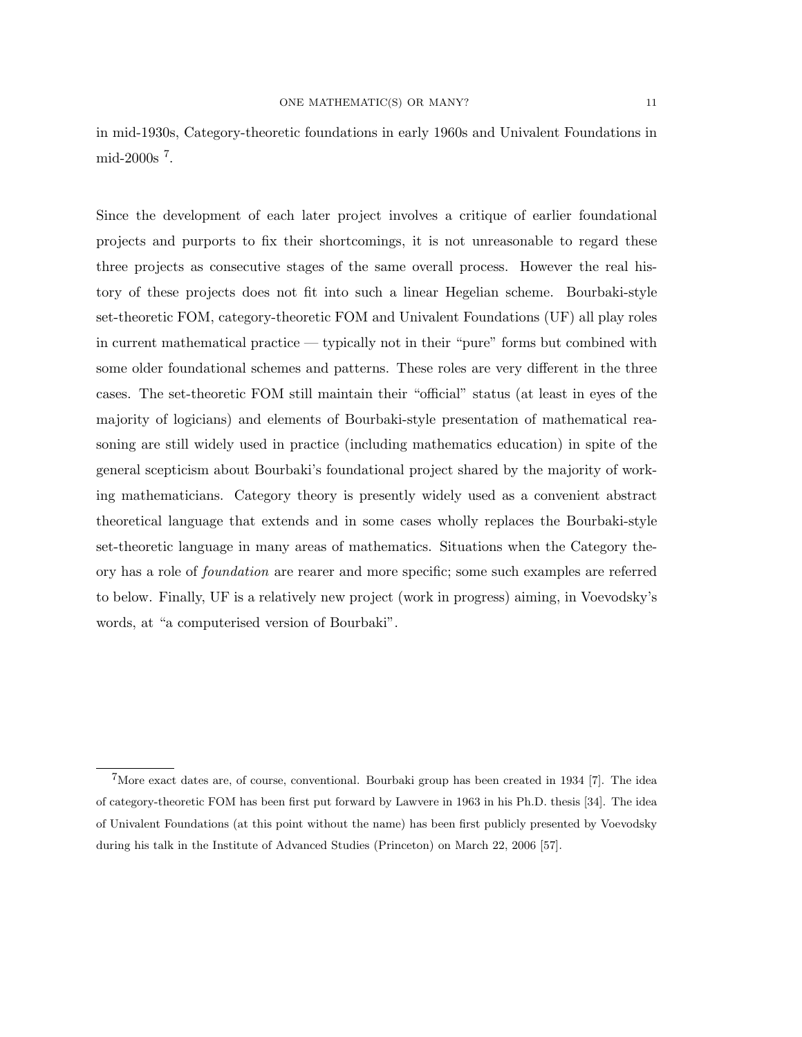in mid-1930s, Category-theoretic foundations in early 1960s and Univalent Foundations in mid-2000s [7].

Since the development of each later project involves a critique of earlier foundational projects and purports to fix their shortcomings, it is not unreasonable to regard these three projects as consecutive stages of the same overall process. However the real history of these projects does not fit into such a linear Hegelian scheme. Bourbaki-style set-theoretic FOM, category-theoretic FOM and Univalent Foundations (UF) all play roles in current mathematical practice — typically not in their "pure" forms but combined with some older foundational schemes and patterns. These roles are very different in the three cases. The set-theoretic FOM still maintain their "official" status (at least in eyes of the majority of logicians) and elements of Bourbaki-style presentation of mathematical reasoning are still widely used in practice (including mathematics education) in spite of the general scepticism about Bourbaki's foundational project shared by the majority of working mathematicians. Category theory is presently widely used as a convenient abstract theoretical language that extends and in some cases wholly replaces the Bourbaki-style set-theoretic language in many areas of mathematics. Situations when the Category theory has a role of *foundation* are rearer and more specific; some such examples are referred to below. Finally, UF is a relatively new project (work in progress) aiming, in Voevodsky's words, at "a computerised version of Bourbaki".

[7] More exact dates are, of course, conventional. Bourbaki group has been created in 1934 [7]. The idea of category-theoretic FOM has been first put forward by Lawvere in 1963 in his Ph.D. thesis [34]. The idea of Univalent Foundations (at this point without the name) has been first publicly presented by Voevodsky during his talk in the Institute of Advanced Studies (Princeton) on March 22, 2006 [57].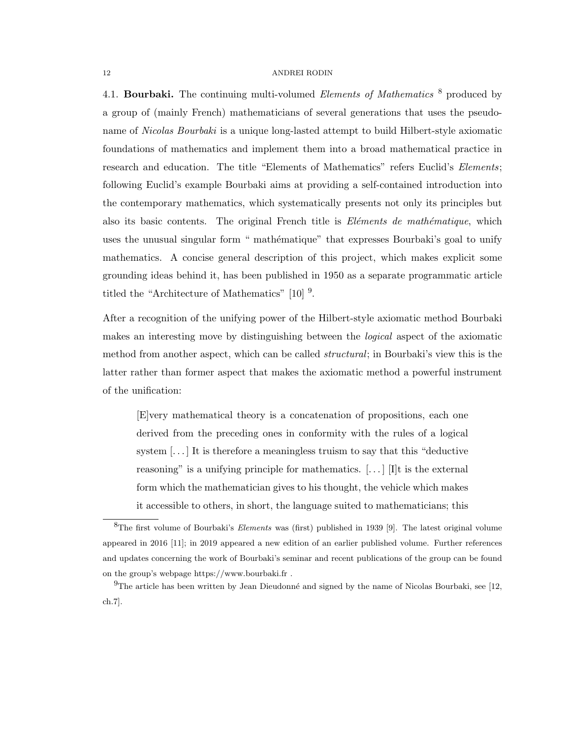4.1. **Bourbaki.** The continuing multi-volumed *Elements of Mathematics* [8] produced by a group of (mainly French) mathematicians of several generations that uses the pseudoname of *Nicolas Bourbaki* is a unique long-lasted attempt to build Hilbert-style axiomatic foundations of mathematics and implement them into a broad mathematical practice in research and education. The title "Elements of Mathematics" refers Euclid's *Elements*; following Euclid's example Bourbaki aims at providing a self-contained introduction into the contemporary mathematics, which systematically presents not only its principles but also its basic contents. The original French title is *Eléments de mathématique*, which uses the unusual singular form " mathématique" that expresses Bourbaki's goal to unify mathematics. A concise general description of this project, which makes explicit some grounding ideas behind it, has been published in 1950 as a separate programmatic article titled the "Architecture of Mathematics" [10] [9].

After a recognition of the unifying power of the Hilbert-style axiomatic method Bourbaki makes an interesting move by distinguishing between the *logical* aspect of the axiomatic method from another aspect, which can be called *structural*; in Bourbaki's view this is the latter rather than former aspect that makes the axiomatic method a powerful instrument of the unification:

> [E]very mathematical theory is a concatenation of propositions, each one derived from the preceding ones in conformity with the rules of a logical system [...] It is therefore a meaningless truism to say that this "deductive reasoning" is a unifying principle for mathematics. [...] [I]t is the external form which the mathematician gives to his thought, the vehicle which makes it accessible to others, in short, the language suited to mathematicians; this

[8] The first volume of Bourbaki's *Elements* was (first) published in 1939 [9]. The latest original volume appeared in 2016 [11]; in 2019 appeared a new edition of an earlier published volume. Further references and updates concerning the work of Bourbaki's seminar and recent publications of the group can be found on the group's webpage https://www.bourbaki.fr .

[9] The article has been written by Jean Dieudonné and signed by the name of Nicolas Bourbaki, see [12, ch.7].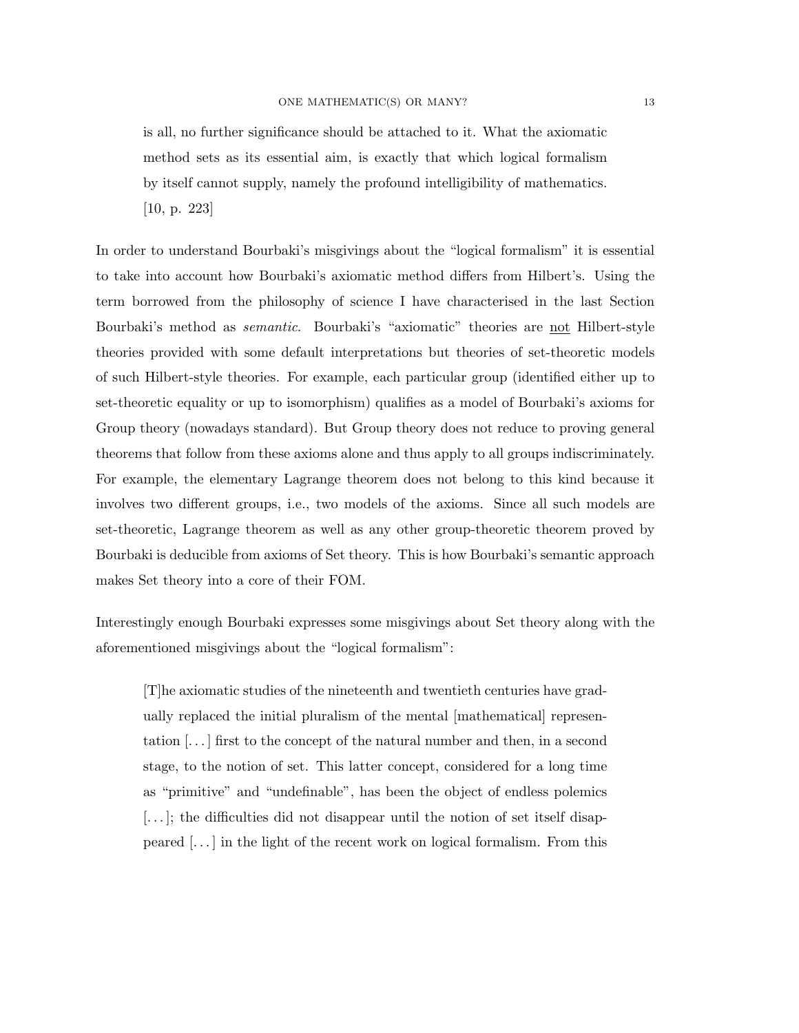> is all, no further significance should be attached to it. What the axiomatic method sets as its essential aim, is exactly that which logical formalism by itself cannot supply, namely the profound intelligibility of mathematics. [10, p. 223]

In order to understand Bourbaki's misgivings about the "logical formalism" it is essential to take into account how Bourbaki's axiomatic method differs from Hilbert's. Using the term borrowed from the philosophy of science I have characterised in the last Section Bourbaki's method as *semantic*. Bourbaki's "axiomatic" theories are <u>not</u> Hilbert-style theories provided with some default interpretations but theories of set-theoretic models of such Hilbert-style theories. For example, each particular group (identified either up to set-theoretic equality or up to isomorphism) qualifies as a model of Bourbaki's axioms for Group theory (nowadays standard). But Group theory does not reduce to proving general theorems that follow from these axioms alone and thus apply to all groups indiscriminately. For example, the elementary Lagrange theorem does not belong to this kind because it involves two different groups, i.e., two models of the axioms. Since all such models are set-theoretic, Lagrange theorem as well as any other group-theoretic theorem proved by Bourbaki is deducible from axioms of Set theory. This is how Bourbaki's semantic approach makes Set theory into a core of their FOM.

Interestingly enough Bourbaki expresses some misgivings about Set theory along with the aforementioned misgivings about the "logical formalism":

> [T]he axiomatic studies of the nineteenth and twentieth centuries have gradually replaced the initial pluralism of the mental [mathematical] representation [...] first to the concept of the natural number and then, in a second stage, to the notion of set. This latter concept, considered for a long time as "primitive" and "undefinable", has been the object of endless polemics [...]; the difficulties did not disappear until the notion of set itself disappeared [...] in the light of the recent work on logical formalism. From this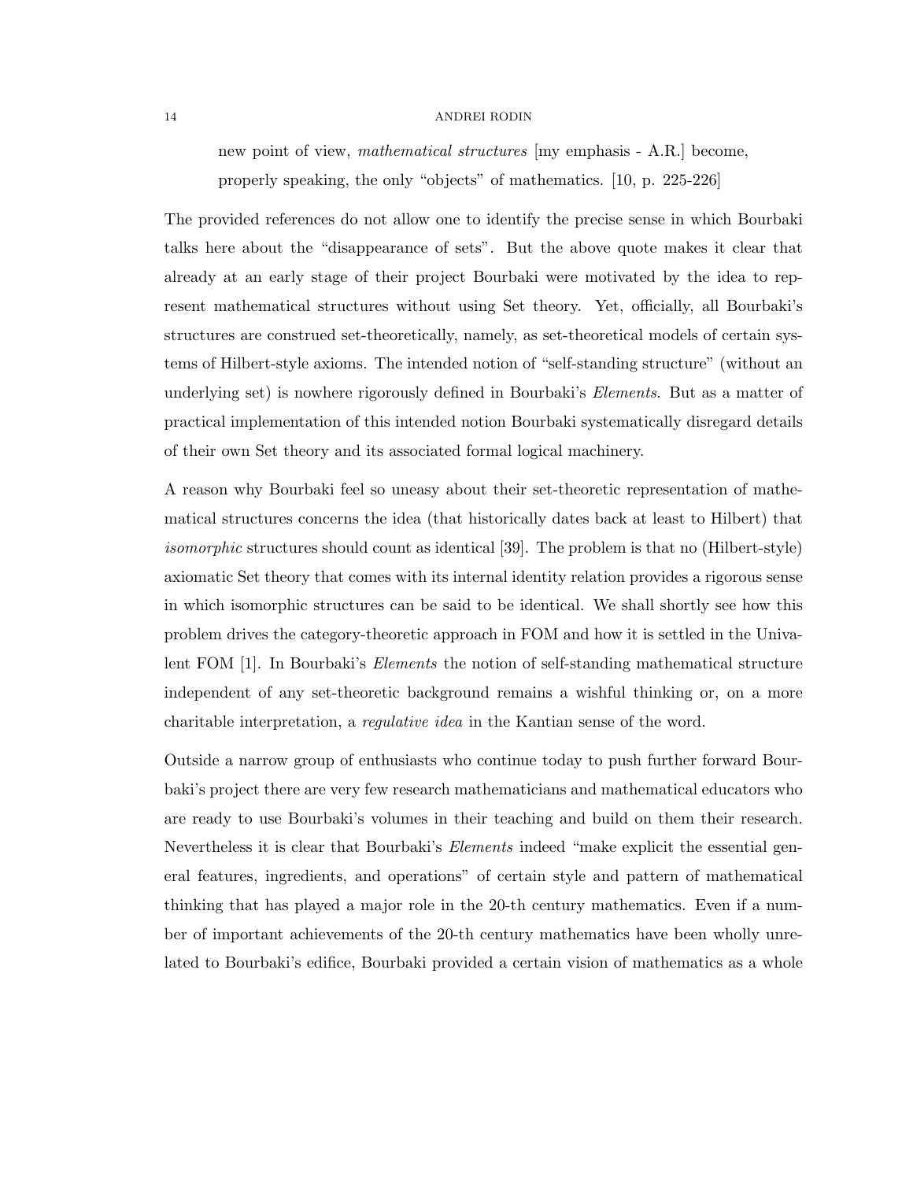> new point of view, *mathematical structures* [my emphasis - A.R.] become, properly speaking, the only "objects" of mathematics. [10, p. 225-226]

The provided references do not allow one to identify the precise sense in which Bourbaki talks here about the "disappearance of sets". But the above quote makes it clear that already at an early stage of their project Bourbaki were motivated by the idea to represent mathematical structures without using Set theory. Yet, officially, all Bourbaki's structures are construed set-theoretically, namely, as set-theoretical models of certain systems of Hilbert-style axioms. The intended notion of "self-standing structure" (without an underlying set) is nowhere rigorously defined in Bourbaki's *Elements*. But as a matter of practical implementation of this intended notion Bourbaki systematically disregard details of their own Set theory and its associated formal logical machinery.

A reason why Bourbaki feel so uneasy about their set-theoretic representation of mathematical structures concerns the idea (that historically dates back at least to Hilbert) that *isomorphic* structures should count as identical [39]. The problem is that no (Hilbert-style) axiomatic Set theory that comes with its internal identity relation provides a rigorous sense in which isomorphic structures can be said to be identical. We shall shortly see how this problem drives the category-theoretic approach in FOM and how it is settled in the Univalent FOM [1]. In Bourbaki's *Elements* the notion of self-standing mathematical structure independent of any set-theoretic background remains a wishful thinking or, on a more charitable interpretation, a *regulative idea* in the Kantian sense of the word.

Outside a narrow group of enthusiasts who continue today to push further forward Bourbaki's project there are very few research mathematicians and mathematical educators who are ready to use Bourbaki's volumes in their teaching and build on them their research. Nevertheless it is clear that Bourbaki's *Elements* indeed "make explicit the essential general features, ingredients, and operations" of certain style and pattern of mathematical thinking that has played a major role in the 20-th century mathematics. Even if a number of important achievements of the 20-th century mathematics have been wholly unrelated to Bourbaki's edifice, Bourbaki provided a certain vision of mathematics as a whole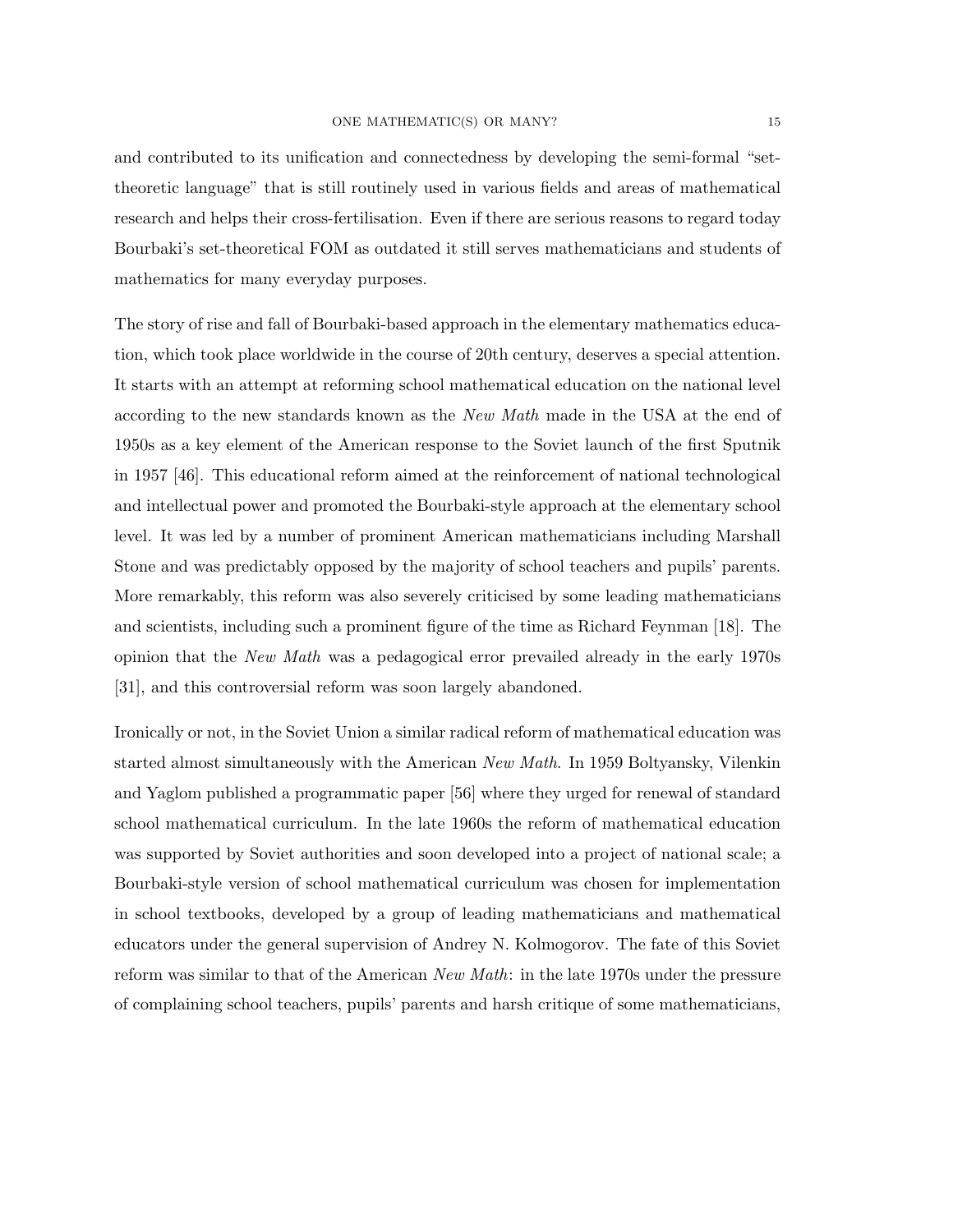and contributed to its unification and connectedness by developing the semi-formal "set-theoretic language" that is still routinely used in various fields and areas of mathematical research and helps their cross-fertilisation. Even if there are serious reasons to regard today Bourbaki's set-theoretical FOM as outdated it still serves mathematicians and students of mathematics for many everyday purposes.

The story of rise and fall of Bourbaki-based approach in the elementary mathematics education, which took place worldwide in the course of 20th century, deserves a special attention. It starts with an attempt at reforming school mathematical education on the national level according to the new standards known as the *New Math* made in the USA at the end of 1950s as a key element of the American response to the Soviet launch of the first Sputnik in 1957 [46]. This educational reform aimed at the reinforcement of national technological and intellectual power and promoted the Bourbaki-style approach at the elementary school level. It was led by a number of prominent American mathematicians including Marshall Stone and was predictably opposed by the majority of school teachers and pupils' parents. More remarkably, this reform was also severely criticised by some leading mathematicians and scientists, including such a prominent figure of the time as Richard Feynman [18]. The opinion that the *New Math* was a pedagogical error prevailed already in the early 1970s [31], and this controversial reform was soon largely abandoned.

Ironically or not, in the Soviet Union a similar radical reform of mathematical education was started almost simultaneously with the American *New Math*. In 1959 Boltyansky, Vilenkin and Yaglom published a programmatic paper [56] where they urged for renewal of standard school mathematical curriculum. In the late 1960s the reform of mathematical education was supported by Soviet authorities and soon developed into a project of national scale; a Bourbaki-style version of school mathematical curriculum was chosen for implementation in school textbooks, developed by a group of leading mathematicians and mathematical educators under the general supervision of Andrey N. Kolmogorov. The fate of this Soviet reform was similar to that of the American *New Math*: in the late 1970s under the pressure of complaining school teachers, pupils' parents and harsh critique of some mathematicians,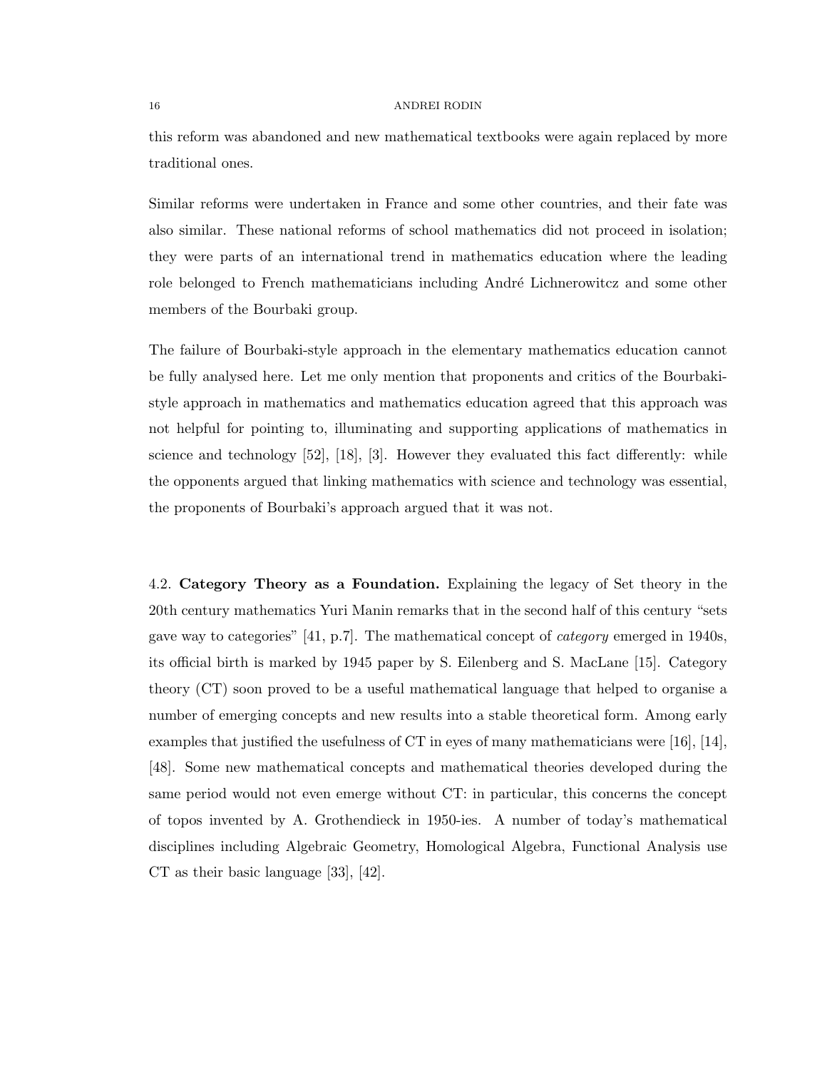this reform was abandoned and new mathematical textbooks were again replaced by more traditional ones.

Similar reforms were undertaken in France and some other countries, and their fate was also similar. These national reforms of school mathematics did not proceed in isolation; they were parts of an international trend in mathematics education where the leading role belonged to French mathematicians including André Lichnerowitcz and some other members of the Bourbaki group.

The failure of Bourbaki-style approach in the elementary mathematics education cannot be fully analysed here. Let me only mention that proponents and critics of the Bourbaki-style approach in mathematics and mathematics education agreed that this approach was not helpful for pointing to, illuminating and supporting applications of mathematics in science and technology [52], [18], [3]. However they evaluated this fact differently: while the opponents argued that linking mathematics with science and technology was essential, the proponents of Bourbaki's approach argued that it was not.

4.2. **Category Theory as a Foundation.** Explaining the legacy of Set theory in the 20th century mathematics Yuri Manin remarks that in the second half of this century "sets gave way to categories" [41, p.7]. The mathematical concept of *category* emerged in 1940s, its official birth is marked by 1945 paper by S. Eilenberg and S. MacLane [15]. Category theory (CT) soon proved to be a useful mathematical language that helped to organise a number of emerging concepts and new results into a stable theoretical form. Among early examples that justified the usefulness of CT in eyes of many mathematicians were [16], [14], [48]. Some new mathematical concepts and mathematical theories developed during the same period would not even emerge without CT: in particular, this concerns the concept of topos invented by A. Grothendieck in 1950-ies. A number of today's mathematical disciplines including Algebraic Geometry, Homological Algebra, Functional Analysis use CT as their basic language [33], [42].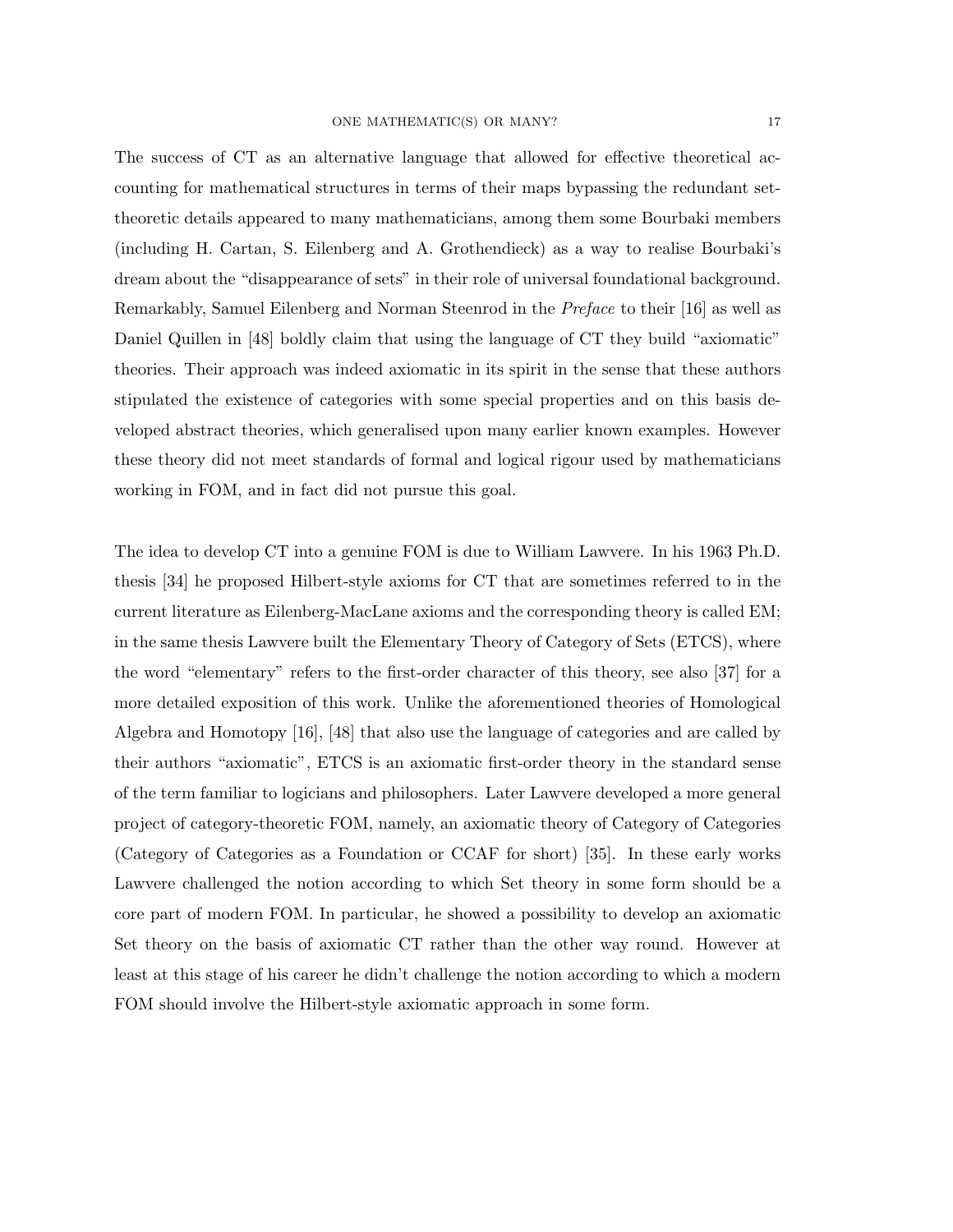The success of CT as an alternative language that allowed for effective theoretical accounting for mathematical structures in terms of their maps bypassing the redundant set-theoretic details appeared to many mathematicians, among them some Bourbaki members (including H. Cartan, S. Eilenberg and A. Grothendieck) as a way to realise Bourbaki's dream about the "disappearance of sets" in their role of universal foundational background. Remarkably, Samuel Eilenberg and Norman Steenrod in the *Preface* to their [16] as well as Daniel Quillen in [48] boldly claim that using the language of CT they build "axiomatic" theories. Their approach was indeed axiomatic in its spirit in the sense that these authors stipulated the existence of categories with some special properties and on this basis developed abstract theories, which generalised upon many earlier known examples. However these theory did not meet standards of formal and logical rigour used by mathematicians working in FOM, and in fact did not pursue this goal.

The idea to develop CT into a genuine FOM is due to William Lawvere. In his 1963 Ph.D. thesis [34] he proposed Hilbert-style axioms for CT that are sometimes referred to in the current literature as Eilenberg-MacLane axioms and the corresponding theory is called EM; in the same thesis Lawvere built the Elementary Theory of Category of Sets (ETCS), where the word "elementary" refers to the first-order character of this theory, see also [37] for a more detailed exposition of this work. Unlike the aforementioned theories of Homological Algebra and Homotopy [16], [48] that also use the language of categories and are called by their authors "axiomatic", ETCS is an axiomatic first-order theory in the standard sense of the term familiar to logicians and philosophers. Later Lawvere developed a more general project of category-theoretic FOM, namely, an axiomatic theory of Category of Categories (Category of Categories as a Foundation or CCAF for short) [35]. In these early works Lawvere challenged the notion according to which Set theory in some form should be a core part of modern FOM. In particular, he showed a possibility to develop an axiomatic Set theory on the basis of axiomatic CT rather than the other way round. However at least at this stage of his career he didn't challenge the notion according to which a modern FOM should involve the Hilbert-style axiomatic approach in some form.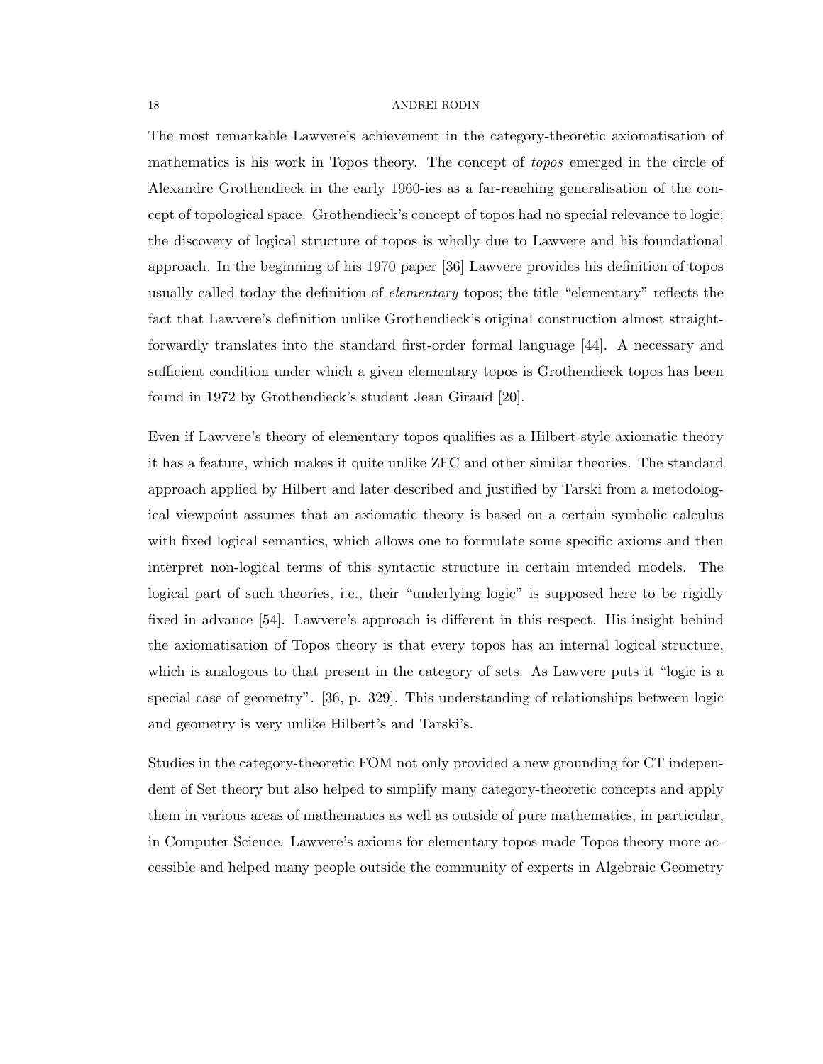The most remarkable Lawvere's achievement in the category-theoretic axiomatisation of mathematics is his work in Topos theory. The concept of *topos* emerged in the circle of Alexandre Grothendieck in the early 1960-ies as a far-reaching generalisation of the concept of topological space. Grothendieck's concept of topos had no special relevance to logic; the discovery of logical structure of topos is wholly due to Lawvere and his foundational approach. In the beginning of his 1970 paper [36] Lawvere provides his definition of topos usually called today the definition of *elementary* topos; the title "elementary" reflects the fact that Lawvere's definition unlike Grothendieck's original construction almost straightforwardly translates into the standard first-order formal language [44]. A necessary and sufficient condition under which a given elementary topos is Grothendieck topos has been found in 1972 by Grothendieck's student Jean Giraud [20].

Even if Lawvere's theory of elementary topos qualifies as a Hilbert-style axiomatic theory it has a feature, which makes it quite unlike ZFC and other similar theories. The standard approach applied by Hilbert and later described and justified by Tarski from a metodological viewpoint assumes that an axiomatic theory is based on a certain symbolic calculus with fixed logical semantics, which allows one to formulate some specific axioms and then interpret non-logical terms of this syntactic structure in certain intended models. The logical part of such theories, i.e., their "underlying logic" is supposed here to be rigidly fixed in advance [54]. Lawvere's approach is different in this respect. His insight behind the axiomatisation of Topos theory is that every topos has an internal logical structure, which is analogous to that present in the category of sets. As Lawvere puts it "logic is a special case of geometry". [36, p. 329]. This understanding of relationships between logic and geometry is very unlike Hilbert's and Tarski's.

Studies in the category-theoretic FOM not only provided a new grounding for CT independent of Set theory but also helped to simplify many category-theoretic concepts and apply them in various areas of mathematics as well as outside of pure mathematics, in particular, in Computer Science. Lawvere's axioms for elementary topos made Topos theory more accessible and helped many people outside the community of experts in Algebraic Geometry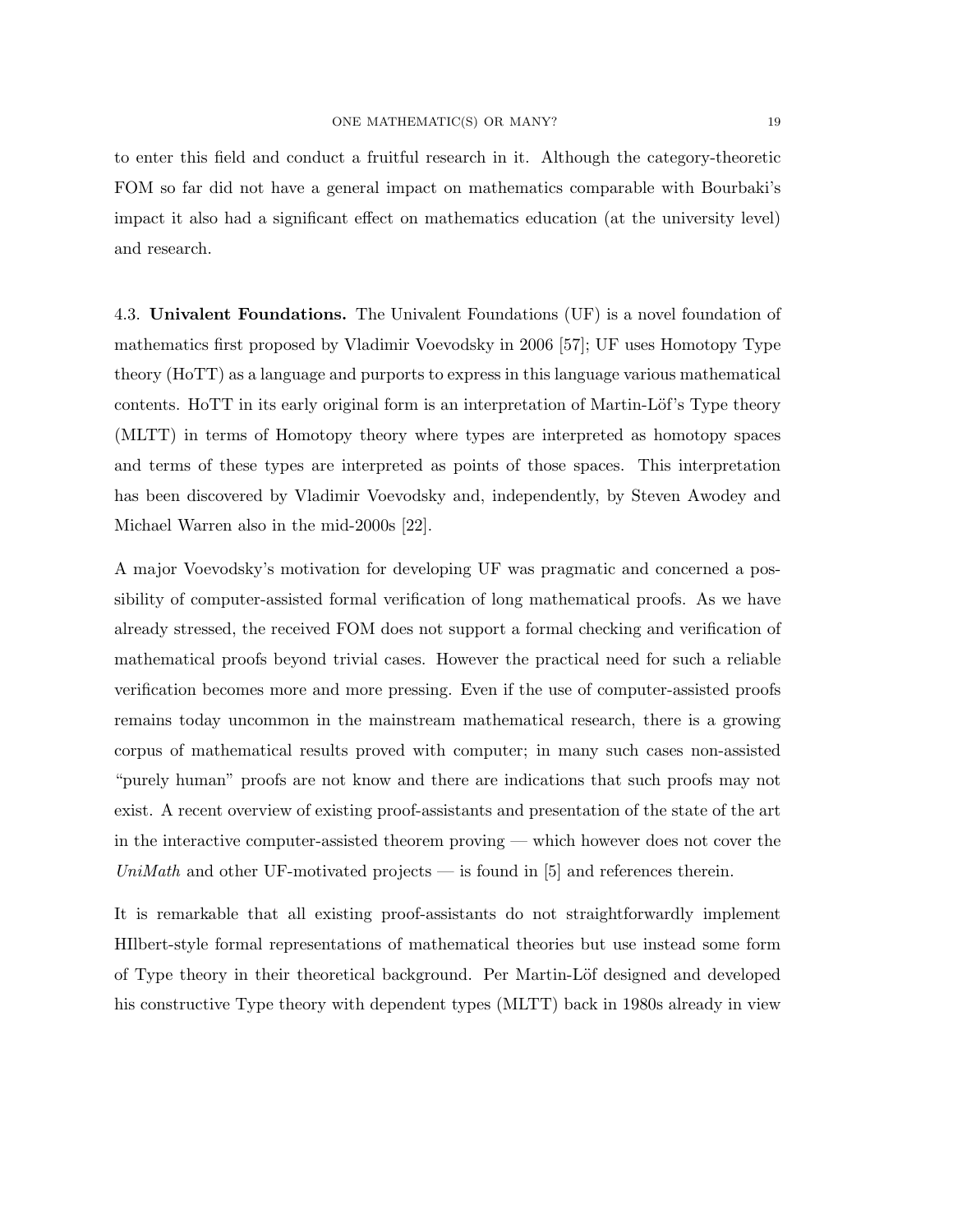to enter this field and conduct a fruitful research in it. Although the category-theoretic FOM so far did not have a general impact on mathematics comparable with Bourbaki's impact it also had a significant effect on mathematics education (at the university level) and research.

4.3. **Univalent Foundations.** The Univalent Foundations (UF) is a novel foundation of mathematics first proposed by Vladimir Voevodsky in 2006 [57]; UF uses Homotopy Type theory (HoTT) as a language and purports to express in this language various mathematical contents. HoTT in its early original form is an interpretation of Martin-Löf's Type theory (MLTT) in terms of Homotopy theory where types are interpreted as homotopy spaces and terms of these types are interpreted as points of those spaces. This interpretation has been discovered by Vladimir Voevodsky and, independently, by Steven Awodey and Michael Warren also in the mid-2000s [22].

A major Voevodsky's motivation for developing UF was pragmatic and concerned a possibility of computer-assisted formal verification of long mathematical proofs. As we have already stressed, the received FOM does not support a formal checking and verification of mathematical proofs beyond trivial cases. However the practical need for such a reliable verification becomes more and more pressing. Even if the use of computer-assisted proofs remains today uncommon in the mainstream mathematical research, there is a growing corpus of mathematical results proved with computer; in many such cases non-assisted "purely human" proofs are not know and there are indications that such proofs may not exist. A recent overview of existing proof-assistants and presentation of the state of the art in the interactive computer-assisted theorem proving — which however does not cover the *UniMath* and other UF-motivated projects — is found in [5] and references therein.

It is remarkable that all existing proof-assistants do not straightforwardly implement HIlbert-style formal representations of mathematical theories but use instead some form of Type theory in their theoretical background. Per Martin-Löf designed and developed his constructive Type theory with dependent types (MLTT) back in 1980s already in view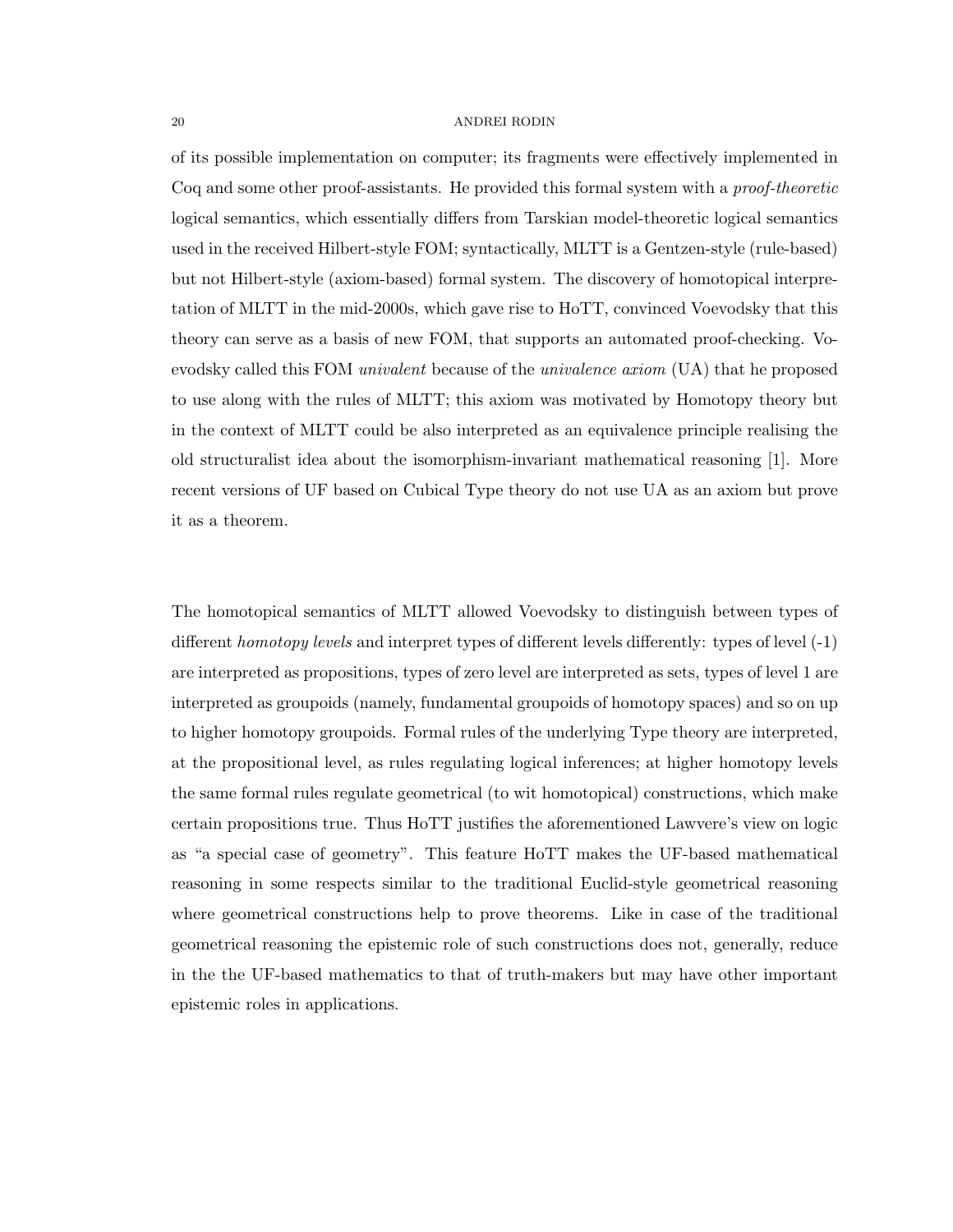of its possible implementation on computer; its fragments were effectively implemented in Coq and some other proof-assistants. He provided this formal system with a *proof-theoretic* logical semantics, which essentially differs from Tarskian model-theoretic logical semantics used in the received Hilbert-style FOM; syntactically, MLTT is a Gentzen-style (rule-based) but not Hilbert-style (axiom-based) formal system. The discovery of homotopical interpretation of MLTT in the mid-2000s, which gave rise to HoTT, convinced Voevodsky that this theory can serve as a basis of new FOM, that supports an automated proof-checking. Voevodsky called this FOM *univalent* because of the *univalence axiom* (UA) that he proposed to use along with the rules of MLTT; this axiom was motivated by Homotopy theory but in the context of MLTT could be also interpreted as an equivalence principle realising the old structuralist idea about the isomorphism-invariant mathematical reasoning [1]. More recent versions of UF based on Cubical Type theory do not use UA as an axiom but prove it as a theorem.

The homotopical semantics of MLTT allowed Voevodsky to distinguish between types of different *homotopy levels* and interpret types of different levels differently: types of level (-1) are interpreted as propositions, types of zero level are interpreted as sets, types of level 1 are interpreted as groupoids (namely, fundamental groupoids of homotopy spaces) and so on up to higher homotopy groupoids. Formal rules of the underlying Type theory are interpreted, at the propositional level, as rules regulating logical inferences; at higher homotopy levels the same formal rules regulate geometrical (to wit homotopical) constructions, which make certain propositions true. Thus HoTT justifies the aforementioned Lawvere's view on logic as "a special case of geometry". This feature HoTT makes the UF-based mathematical reasoning in some respects similar to the traditional Euclid-style geometrical reasoning where geometrical constructions help to prove theorems. Like in case of the traditional geometrical reasoning the epistemic role of such constructions does not, generally, reduce in the the UF-based mathematics to that of truth-makers but may have other important epistemic roles in applications.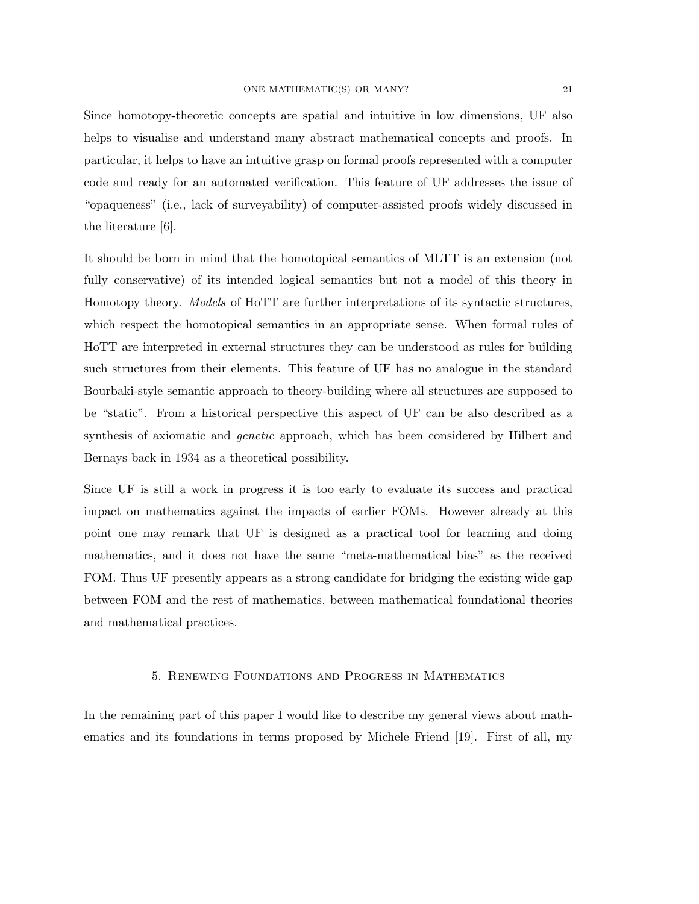Since homotopy-theoretic concepts are spatial and intuitive in low dimensions, UF also helps to visualise and understand many abstract mathematical concepts and proofs. In particular, it helps to have an intuitive grasp on formal proofs represented with a computer code and ready for an automated verification. This feature of UF addresses the issue of "opaqueness" (i.e., lack of surveyability) of computer-assisted proofs widely discussed in the literature [6].

It should be born in mind that the homotopical semantics of MLTT is an extension (not fully conservative) of its intended logical semantics but not a model of this theory in Homotopy theory. *Models* of HoTT are further interpretations of its syntactic structures, which respect the homotopical semantics in an appropriate sense. When formal rules of HoTT are interpreted in external structures they can be understood as rules for building such structures from their elements. This feature of UF has no analogue in the standard Bourbaki-style semantic approach to theory-building where all structures are supposed to be "static". From a historical perspective this aspect of UF can be also described as a synthesis of axiomatic and *genetic* approach, which has been considered by Hilbert and Bernays back in 1934 as a theoretical possibility.

Since UF is still a work in progress it is too early to evaluate its success and practical impact on mathematics against the impacts of earlier FOMs. However already at this point one may remark that UF is designed as a practical tool for learning and doing mathematics, and it does not have the same "meta-mathematical bias" as the received FOM. Thus UF presently appears as a strong candidate for bridging the existing wide gap between FOM and the rest of mathematics, between mathematical foundational theories and mathematical practices.

## 5. Renewing Foundations and Progress in Mathematics

In the remaining part of this paper I would like to describe my general views about mathematics and its foundations in terms proposed by Michele Friend [19]. First of all, my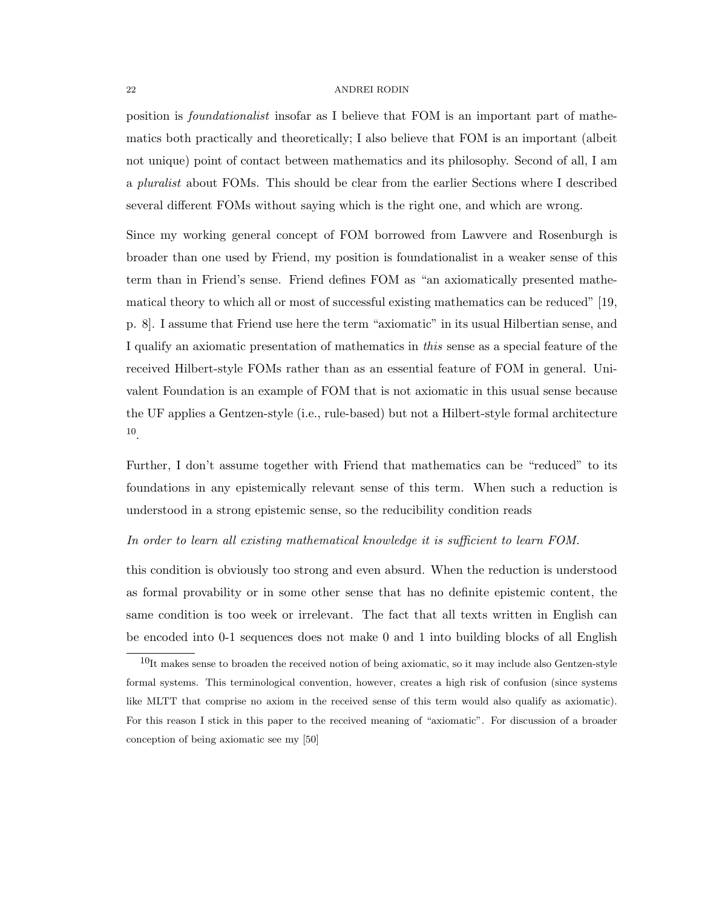position is *foundationalist* insofar as I believe that FOM is an important part of mathematics both practically and theoretically; I also believe that FOM is an important (albeit not unique) point of contact between mathematics and its philosophy. Second of all, I am a *pluralist* about FOMs. This should be clear from the earlier Sections where I described several different FOMs without saying which is the right one, and which are wrong.

Since my working general concept of FOM borrowed from Lawvere and Rosenburgh is broader than one used by Friend, my position is foundationalist in a weaker sense of this term than in Friend's sense. Friend defines FOM as "an axiomatically presented mathematical theory to which all or most of successful existing mathematics can be reduced" [19, p. 8]. I assume that Friend use here the term "axiomatic" in its usual Hilbertian sense, and I qualify an axiomatic presentation of mathematics in *this* sense as a special feature of the received Hilbert-style FOMs rather than as an essential feature of FOM in general. Univalent Foundation is an example of FOM that is not axiomatic in this usual sense because the UF applies a Gentzen-style (i.e., rule-based) but not a Hilbert-style formal architecture [10].

Further, I don't assume together with Friend that mathematics can be "reduced" to its foundations in any epistemically relevant sense of this term. When such a reduction is understood in a strong epistemic sense, so the reducibility condition reads

*In order to learn all existing mathematical knowledge it is sufficient to learn FOM.*

this condition is obviously too strong and even absurd. When the reduction is understood as formal provability or in some other sense that has no definite epistemic content, the same condition is too week or irrelevant. The fact that all texts written in English can be encoded into 0-1 sequences does not make 0 and 1 into building blocks of all English

---

[10] It makes sense to broaden the received notion of being axiomatic, so it may include also Gentzen-style formal systems. This terminological convention, however, creates a high risk of confusion (since systems like MLTT that comprise no axiom in the received sense of this term would also qualify as axiomatic). For this reason I stick in this paper to the received meaning of "axiomatic". For discussion of a broader conception of being axiomatic see my [50]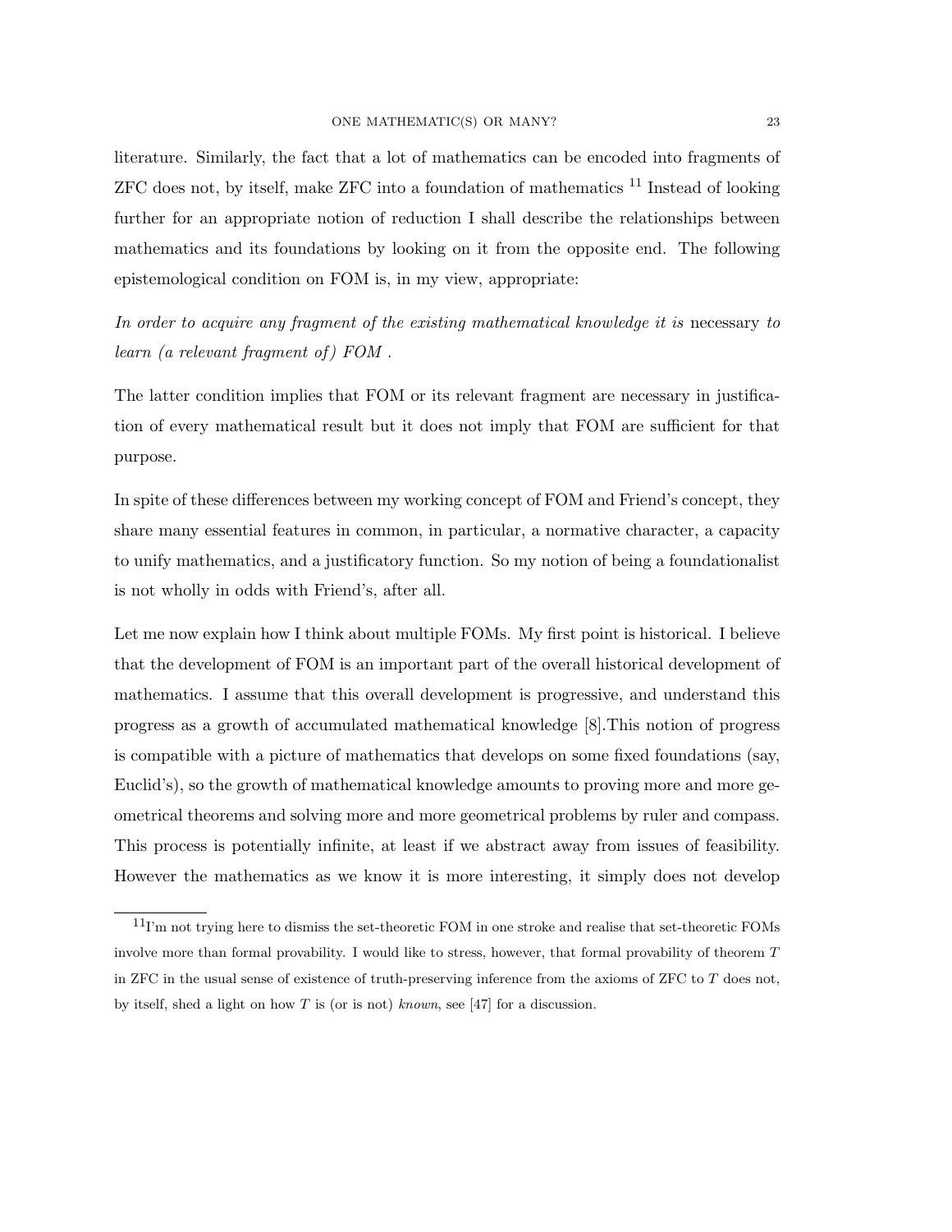literature. Similarly, the fact that a lot of mathematics can be encoded into fragments of ZFC does not, by itself, make ZFC into a foundation of mathematics [11] Instead of looking further for an appropriate notion of reduction I shall describe the relationships between mathematics and its foundations by looking on it from the opposite end. The following epistemological condition on FOM is, in my view, appropriate:

*In order to acquire any fragment of the existing mathematical knowledge it is* necessary *to learn (a relevant fragment of) FOM .*

The latter condition implies that FOM or its relevant fragment are necessary in justification of every mathematical result but it does not imply that FOM are sufficient for that purpose.

In spite of these differences between my working concept of FOM and Friend's concept, they share many essential features in common, in particular, a normative character, a capacity to unify mathematics, and a justificatory function. So my notion of being a foundationalist is not wholly in odds with Friend's, after all.

Let me now explain how I think about multiple FOMs. My first point is historical. I believe that the development of FOM is an important part of the overall historical development of mathematics. I assume that this overall development is progressive, and understand this progress as a growth of accumulated mathematical knowledge [8].This notion of progress is compatible with a picture of mathematics that develops on some fixed foundations (say, Euclid's), so the growth of mathematical knowledge amounts to proving more and more geometrical theorems and solving more and more geometrical problems by ruler and compass. This process is potentially infinite, at least if we abstract away from issues of feasibility. However the mathematics as we know it is more interesting, it simply does not develop

[11] I'm not trying here to dismiss the set-theoretic FOM in one stroke and realise that set-theoretic FOMs involve more than formal provability. I would like to stress, however, that formal provability of theorem $T$ in ZFC in the usual sense of existence of truth-preserving inference from the axioms of ZFC to $T$ does not, by itself, shed a light on how $T$ is (or is not) *known*, see [47] for a discussion.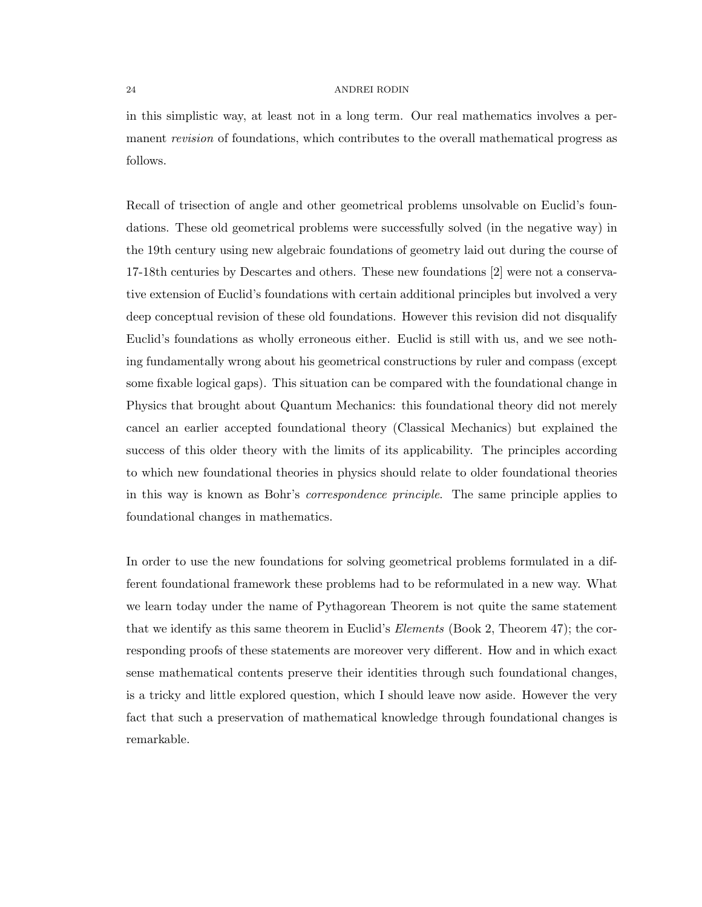in this simplistic way, at least not in a long term. Our real mathematics involves a permanent *revision* of foundations, which contributes to the overall mathematical progress as follows.

Recall of trisection of angle and other geometrical problems unsolvable on Euclid's foundations. These old geometrical problems were successfully solved (in the negative way) in the 19th century using new algebraic foundations of geometry laid out during the course of 17-18th centuries by Descartes and others. These new foundations [2] were not a conservative extension of Euclid's foundations with certain additional principles but involved a very deep conceptual revision of these old foundations. However this revision did not disqualify Euclid's foundations as wholly erroneous either. Euclid is still with us, and we see nothing fundamentally wrong about his geometrical constructions by ruler and compass (except some fixable logical gaps). This situation can be compared with the foundational change in Physics that brought about Quantum Mechanics: this foundational theory did not merely cancel an earlier accepted foundational theory (Classical Mechanics) but explained the success of this older theory with the limits of its applicability. The principles according to which new foundational theories in physics should relate to older foundational theories in this way is known as Bohr's *correspondence principle*. The same principle applies to foundational changes in mathematics.

In order to use the new foundations for solving geometrical problems formulated in a different foundational framework these problems had to be reformulated in a new way. What we learn today under the name of Pythagorean Theorem is not quite the same statement that we identify as this same theorem in Euclid's *Elements* (Book 2, Theorem 47); the corresponding proofs of these statements are moreover very different. How and in which exact sense mathematical contents preserve their identities through such foundational changes, is a tricky and little explored question, which I should leave now aside. However the very fact that such a preservation of mathematical knowledge through foundational changes is remarkable.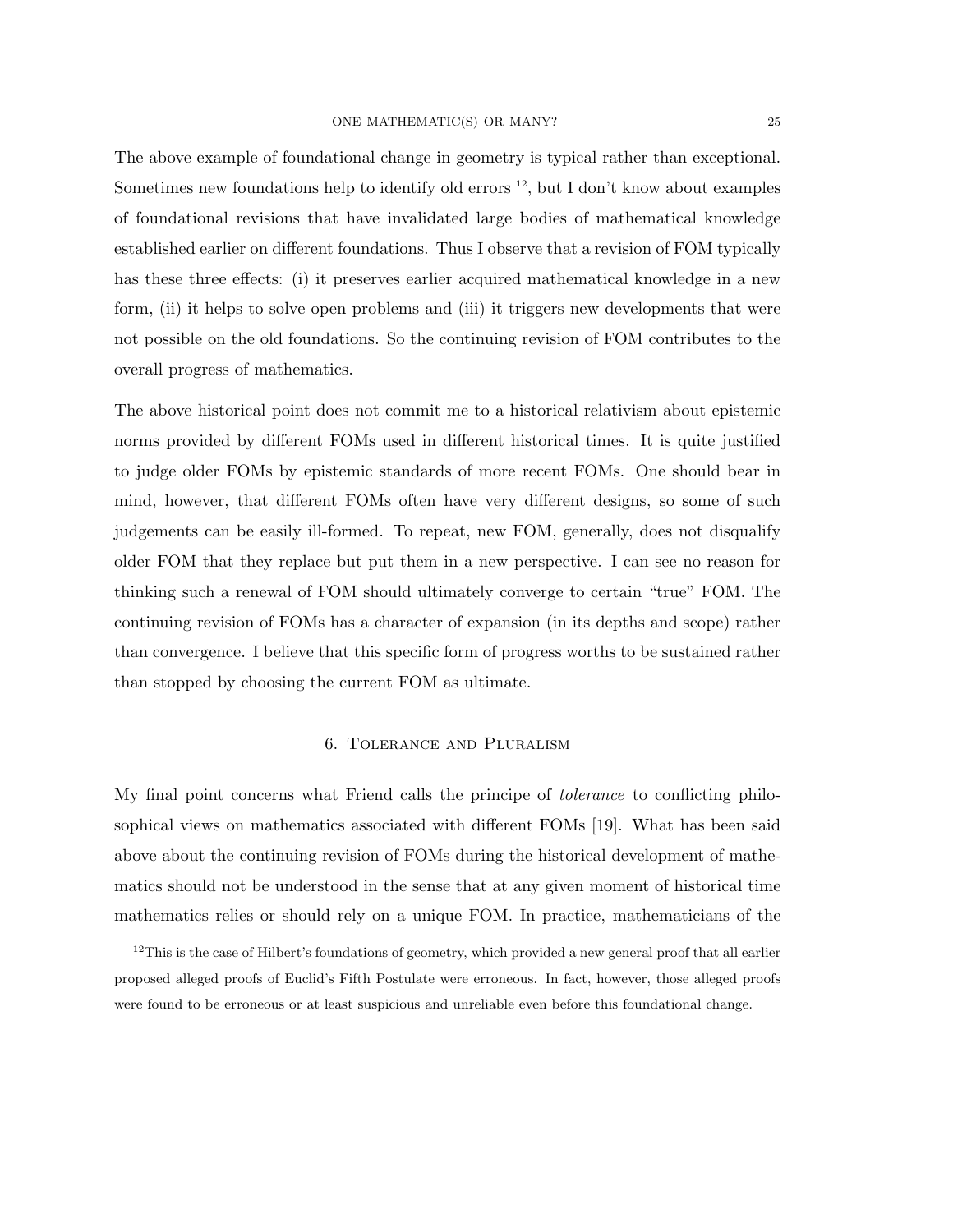The above example of foundational change in geometry is typical rather than exceptional. Sometimes new foundations help to identify old errors [12], but I don't know about examples of foundational revisions that have invalidated large bodies of mathematical knowledge established earlier on different foundations. Thus I observe that a revision of FOM typically has these three effects: (i) it preserves earlier acquired mathematical knowledge in a new form, (ii) it helps to solve open problems and (iii) it triggers new developments that were not possible on the old foundations. So the continuing revision of FOM contributes to the overall progress of mathematics.

The above historical point does not commit me to a historical relativism about epistemic norms provided by different FOMs used in different historical times. It is quite justified to judge older FOMs by epistemic standards of more recent FOMs. One should bear in mind, however, that different FOMs often have very different designs, so some of such judgements can be easily ill-formed. To repeat, new FOM, generally, does not disqualify older FOM that they replace but put them in a new perspective. I can see no reason for thinking such a renewal of FOM should ultimately converge to certain "true" FOM. The continuing revision of FOMs has a character of expansion (in its depths and scope) rather than convergence. I believe that this specific form of progress worths to be sustained rather than stopped by choosing the current FOM as ultimate.

## 6. Tolerance and Pluralism

My final point concerns what Friend calls the principe of *tolerance* to conflicting philosophical views on mathematics associated with different FOMs [19]. What has been said above about the continuing revision of FOMs during the historical development of mathematics should not be understood in the sense that at any given moment of historical time mathematics relies or should rely on a unique FOM. In practice, mathematicians of the

[12] This is the case of Hilbert's foundations of geometry, which provided a new general proof that all earlier proposed alleged proofs of Euclid's Fifth Postulate were erroneous. In fact, however, those alleged proofs were found to be erroneous or at least suspicious and unreliable even before this foundational change.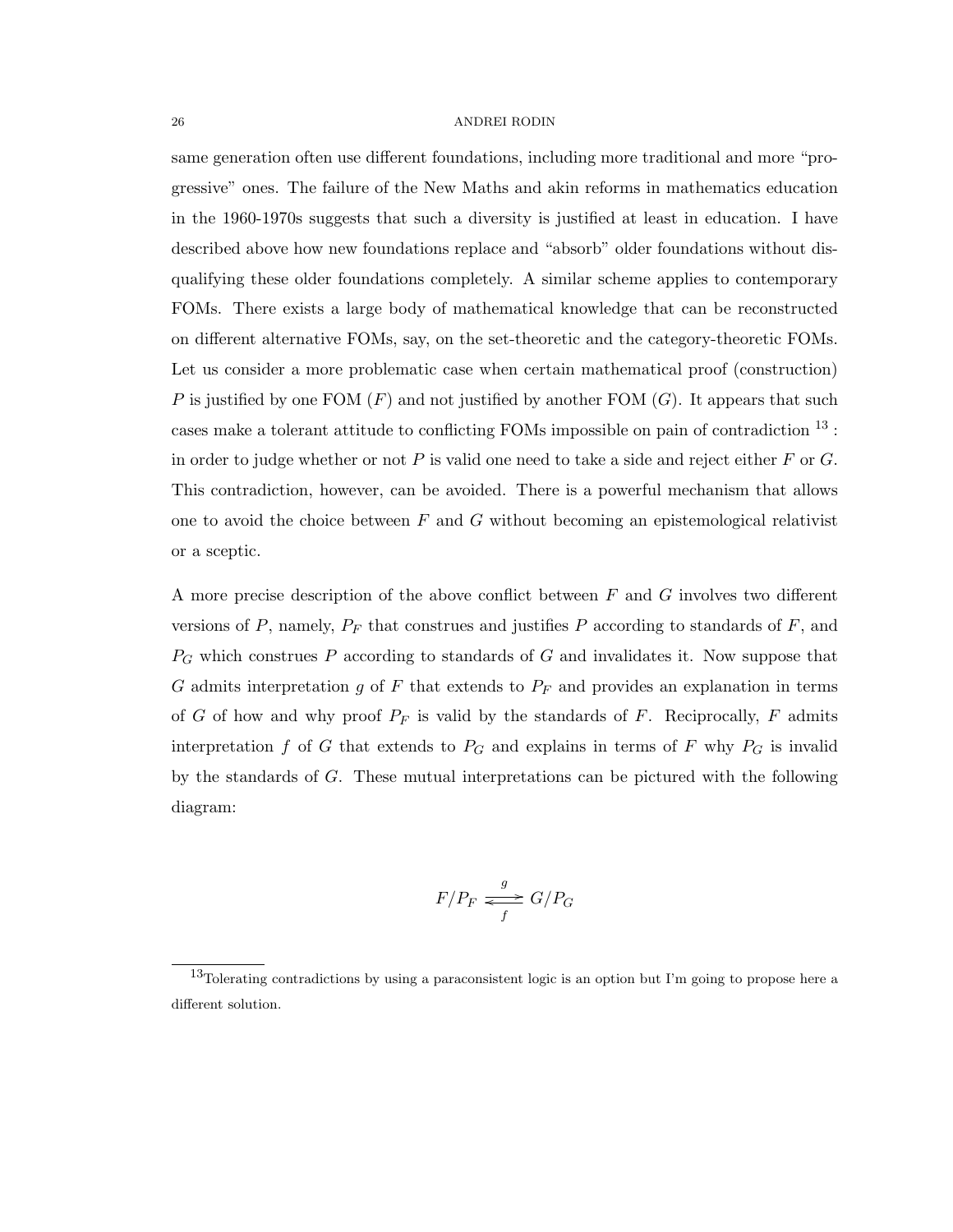same generation often use different foundations, including more traditional and more "progressive" ones. The failure of the New Maths and akin reforms in mathematics education in the 1960-1970s suggests that such a diversity is justified at least in education. I have described above how new foundations replace and "absorb" older foundations without disqualifying these older foundations completely. A similar scheme applies to contemporary FOMs. There exists a large body of mathematical knowledge that can be reconstructed on different alternative FOMs, say, on the set-theoretic and the category-theoretic FOMs. Let us consider a more problematic case when certain mathematical proof (construction) $P$ is justified by one FOM ($F$) and not justified by another FOM ($G$). It appears that such cases make a tolerant attitude to conflicting FOMs impossible on pain of contradiction [13] : in order to judge whether or not $P$ is valid one need to take a side and reject either $F$ or $G$. This contradiction, however, can be avoided. There is a powerful mechanism that allows one to avoid the choice between $F$ and $G$ without becoming an epistemological relativist or a sceptic.

A more precise description of the above conflict between $F$ and $G$ involves two different versions of $P$, namely, $P_F$ that construes and justifies $P$ according to standards of $F$, and $P_G$ which construes $P$ according to standards of $G$ and invalidates it. Now suppose that $G$ admits interpretation $g$ of $F$ that extends to $P_F$ and provides an explanation in terms of $G$ of how and why proof $P_F$ is valid by the standards of $F$. Reciprocally, $F$ admits interpretation $f$ of $G$ that extends to $P_G$ and explains in terms of $F$ why $P_G$ is invalid by the standards of $G$. These mutual interpretations can be pictured with the following diagram:

$$F/P_F \underset{f}{\overset{g}{\rightleftarrows}} G/P_G$$

[13] Tolerating contradictions by using a paraconsistent logic is an option but I'm going to propose here a different solution.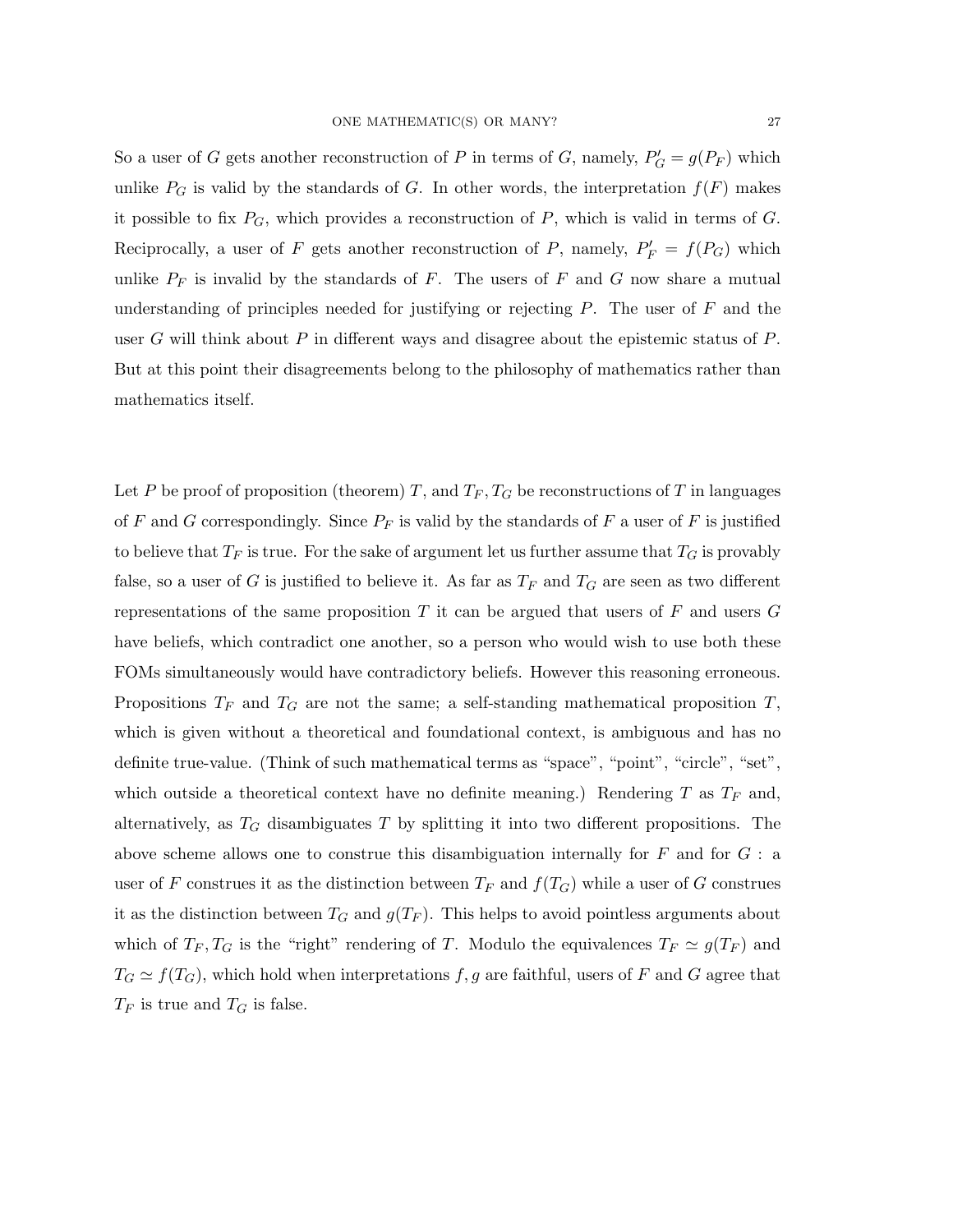So a user of $G$ gets another reconstruction of $P$ in terms of $G$, namely, $P'_G = g(P_F)$ which unlike $P_G$ is valid by the standards of $G$. In other words, the interpretation $f(F)$ makes it possible to fix $P_G$, which provides a reconstruction of $P$, which is valid in terms of $G$. Reciprocally, a user of $F$ gets another reconstruction of $P$, namely, $P'_F = f(P_G)$ which unlike $P_F$ is invalid by the standards of $F$. The users of $F$ and $G$ now share a mutual understanding of principles needed for justifying or rejecting $P$. The user of $F$ and the user $G$ will think about $P$ in different ways and disagree about the epistemic status of $P$. But at this point their disagreements belong to the philosophy of mathematics rather than mathematics itself.

Let $P$ be proof of proposition (theorem) $T$, and $T_F, T_G$ be reconstructions of $T$ in languages of $F$ and $G$ correspondingly. Since $P_F$ is valid by the standards of $F$ a user of $F$ is justified to believe that $T_F$ is true. For the sake of argument let us further assume that $T_G$ is provably false, so a user of $G$ is justified to believe it. As far as $T_F$ and $T_G$ are seen as two different representations of the same proposition $T$ it can be argued that users of $F$ and users $G$ have beliefs, which contradict one another, so a person who would wish to use both these FOMs simultaneously would have contradictory beliefs. However this reasoning erroneous. Propositions $T_F$ and $T_G$ are not the same; a self-standing mathematical proposition $T$, which is given without a theoretical and foundational context, is ambiguous and has no definite true-value. (Think of such mathematical terms as "space", "point", "circle", "set", which outside a theoretical context have no definite meaning.) Rendering $T$ as $T_F$ and, alternatively, as $T_G$ disambiguates $T$ by splitting it into two different propositions. The above scheme allows one to construe this disambiguation internally for $F$ and for $G$ : a user of $F$ construes it as the distinction between $T_F$ and $f(T_G)$ while a user of $G$ construes it as the distinction between $T_G$ and $g(T_F)$. This helps to avoid pointless arguments about which of $T_F, T_G$ is the "right" rendering of $T$. Modulo the equivalences $T_F \simeq g(T_F)$ and $T_G \simeq f(T_G)$, which hold when interpretations $f, g$ are faithful, users of $F$ and $G$ agree that $T_F$ is true and $T_G$ is false.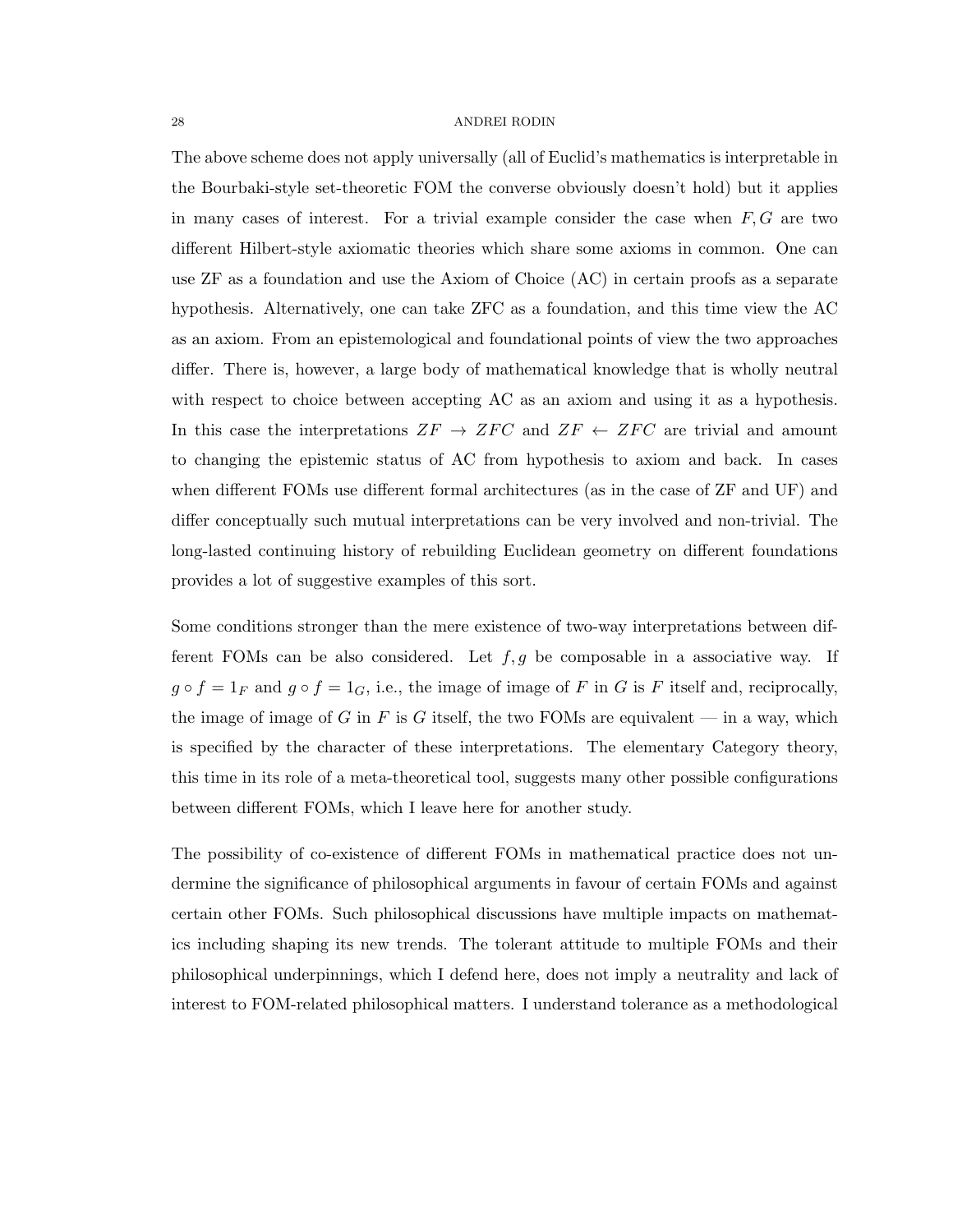The above scheme does not apply universally (all of Euclid's mathematics is interpretable in the Bourbaki-style set-theoretic FOM the converse obviously doesn't hold) but it applies in many cases of interest. For a trivial example consider the case when $F, G$ are two different Hilbert-style axiomatic theories which share some axioms in common. One can use ZF as a foundation and use the Axiom of Choice (AC) in certain proofs as a separate hypothesis. Alternatively, one can take ZFC as a foundation, and this time view the AC as an axiom. From an epistemological and foundational points of view the two approaches differ. There is, however, a large body of mathematical knowledge that is wholly neutral with respect to choice between accepting AC as an axiom and using it as a hypothesis. In this case the interpretations $ZF \rightarrow ZFC$ and $ZF \leftarrow ZFC$ are trivial and amount to changing the epistemic status of AC from hypothesis to axiom and back. In cases when different FOMs use different formal architectures (as in the case of ZF and UF) and differ conceptually such mutual interpretations can be very involved and non-trivial. The long-lasted continuing history of rebuilding Euclidean geometry on different foundations provides a lot of suggestive examples of this sort.

Some conditions stronger than the mere existence of two-way interpretations between different FOMs can be also considered. Let $f, g$ be composable in a associative way. If $g \circ f = 1_F$ and $g \circ f = 1_G$, i.e., the image of image of $F$ in $G$ is $F$ itself and, reciprocally, the image of image of $G$ in $F$ is $G$ itself, the two FOMs are equivalent — in a way, which is specified by the character of these interpretations. The elementary Category theory, this time in its role of a meta-theoretical tool, suggests many other possible configurations between different FOMs, which I leave here for another study.

The possibility of co-existence of different FOMs in mathematical practice does not undermine the significance of philosophical arguments in favour of certain FOMs and against certain other FOMs. Such philosophical discussions have multiple impacts on mathematics including shaping its new trends. The tolerant attitude to multiple FOMs and their philosophical underpinnings, which I defend here, does not imply a neutrality and lack of interest to FOM-related philosophical matters. I understand tolerance as a methodological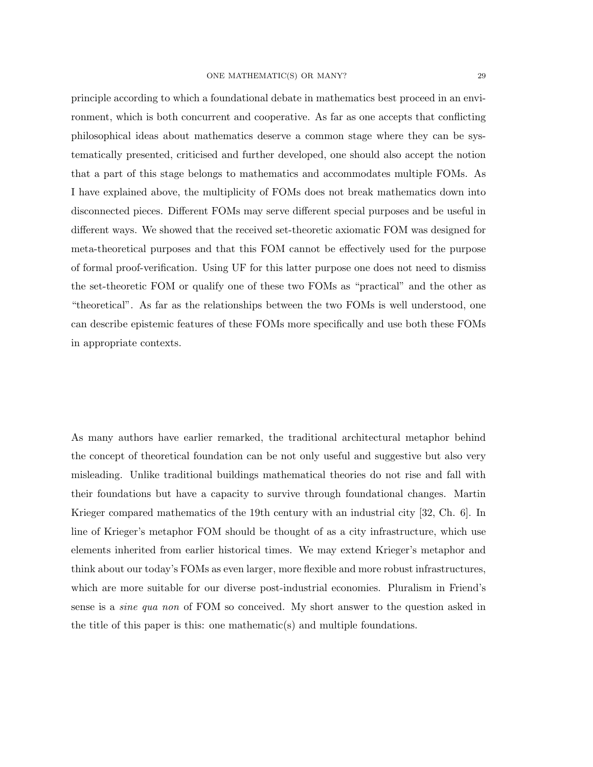principle according to which a foundational debate in mathematics best proceed in an environment, which is both concurrent and cooperative. As far as one accepts that conflicting philosophical ideas about mathematics deserve a common stage where they can be systematically presented, criticised and further developed, one should also accept the notion that a part of this stage belongs to mathematics and accommodates multiple FOMs. As I have explained above, the multiplicity of FOMs does not break mathematics down into disconnected pieces. Different FOMs may serve different special purposes and be useful in different ways. We showed that the received set-theoretic axiomatic FOM was designed for meta-theoretical purposes and that this FOM cannot be effectively used for the purpose of formal proof-verification. Using UF for this latter purpose one does not need to dismiss the set-theoretic FOM or qualify one of these two FOMs as "practical" and the other as "theoretical". As far as the relationships between the two FOMs is well understood, one can describe epistemic features of these FOMs more specifically and use both these FOMs in appropriate contexts.

As many authors have earlier remarked, the traditional architectural metaphor behind the concept of theoretical foundation can be not only useful and suggestive but also very misleading. Unlike traditional buildings mathematical theories do not rise and fall with their foundations but have a capacity to survive through foundational changes. Martin Krieger compared mathematics of the 19th century with an industrial city [32, Ch. 6]. In line of Krieger's metaphor FOM should be thought of as a city infrastructure, which use elements inherited from earlier historical times. We may extend Krieger's metaphor and think about our today's FOMs as even larger, more flexible and more robust infrastructures, which are more suitable for our diverse post-industrial economies. Pluralism in Friend's sense is a *sine qua non* of FOM so conceived. My short answer to the question asked in the title of this paper is this: one mathematic(s) and multiple foundations.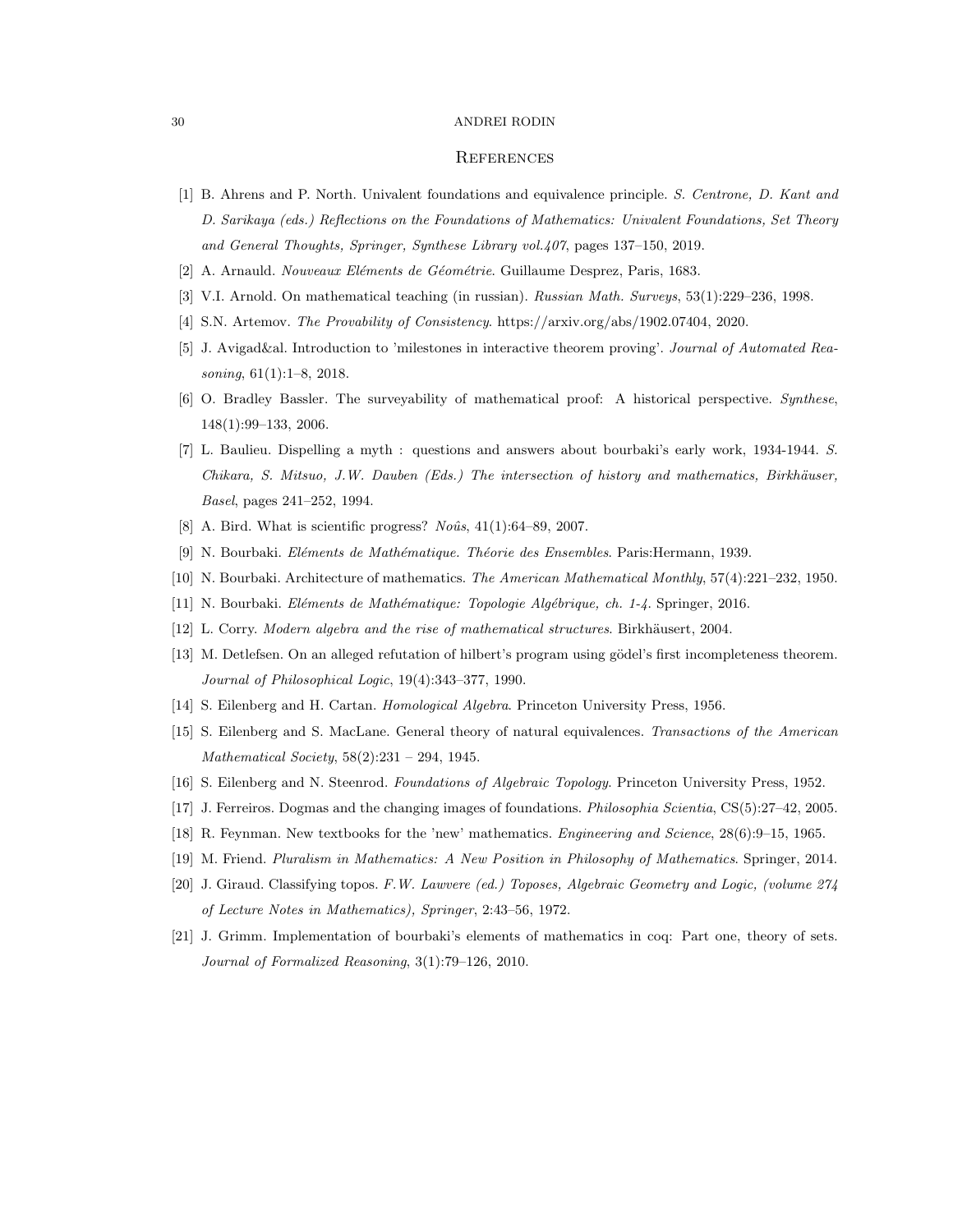## References

[1] B. Ahrens and P. North. Univalent foundations and equivalence principle. *S. Centrone, D. Kant and D. Sarikaya (eds.) Reflections on the Foundations of Mathematics: Univalent Foundations, Set Theory and General Thoughts, Springer, Synthese Library vol.407*, pages 137–150, 2019.

[2] A. Arnauld. *Nouveaux Eléments de Géométrie*. Guillaume Desprez, Paris, 1683.

[3] V.I. Arnold. On mathematical teaching (in russian). *Russian Math. Surveys*, 53(1):229–236, 1998.

[4] S.N. Artemov. *The Provability of Consistency*. https://arxiv.org/abs/1902.07404, 2020.

[5] J. Avigad&al. Introduction to 'milestones in interactive theorem proving'. *Journal of Automated Reasoning*, 61(1):1–8, 2018.

[6] O. Bradley Bassler. The surveyability of mathematical proof: A historical perspective. *Synthese*, 148(1):99–133, 2006.

[7] L. Baulieu. Dispelling a myth : questions and answers about bourbaki's early work, 1934-1944. *S. Chikara, S. Mitsuo, J.W. Dauben (Eds.) The intersection of history and mathematics, Birkhäuser, Basel*, pages 241–252, 1994.

[8] A. Bird. What is scientific progress? *Noûs*, 41(1):64–89, 2007.

[9] N. Bourbaki. *Eléments de Mathématique. Théorie des Ensembles*. Paris:Hermann, 1939.

[10] N. Bourbaki. Architecture of mathematics. *The American Mathematical Monthly*, 57(4):221–232, 1950.

[11] N. Bourbaki. *Eléments de Mathématique: Topologie Algébrique, ch. 1-4*. Springer, 2016.

[12] L. Corry. *Modern algebra and the rise of mathematical structures*. Birkhäusert, 2004.

[13] M. Detlefsen. On an alleged refutation of hilbert's program using gödel's first incompleteness theorem. *Journal of Philosophical Logic*, 19(4):343–377, 1990.

[14] S. Eilenberg and H. Cartan. *Homological Algebra*. Princeton University Press, 1956.

[15] S. Eilenberg and S. MacLane. General theory of natural equivalences. *Transactions of the American Mathematical Society*, 58(2):231 – 294, 1945.

[16] S. Eilenberg and N. Steenrod. *Foundations of Algebraic Topology*. Princeton University Press, 1952.

[17] J. Ferreiros. Dogmas and the changing images of foundations. *Philosophia Scientia*, CS(5):27–42, 2005.

[18] R. Feynman. New textbooks for the 'new' mathematics. *Engineering and Science*, 28(6):9–15, 1965.

[19] M. Friend. *Pluralism in Mathematics: A New Position in Philosophy of Mathematics*. Springer, 2014.

[20] J. Giraud. Classifying topos. *F.W. Lawvere (ed.) Toposes, Algebraic Geometry and Logic, (volume 274 of Lecture Notes in Mathematics), Springer*, 2:43–56, 1972.

[21] J. Grimm. Implementation of bourbaki's elements of mathematics in coq: Part one, theory of sets. *Journal of Formalized Reasoning*, 3(1):79–126, 2010.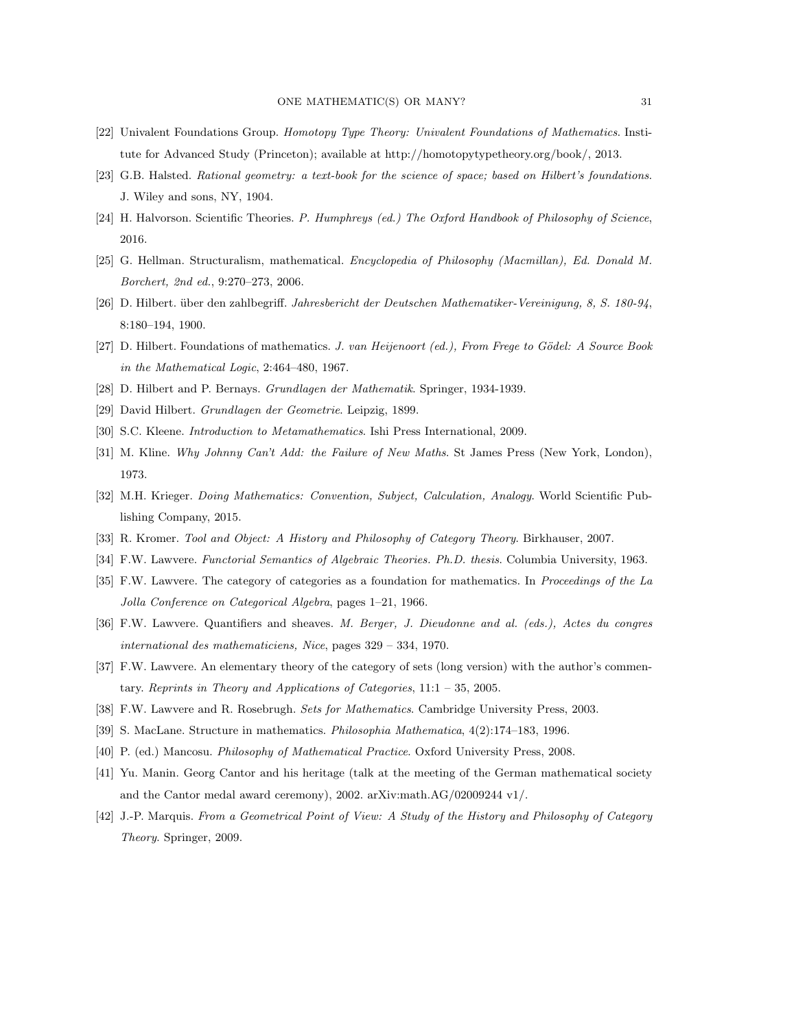[22] Univalent Foundations Group. *Homotopy Type Theory: Univalent Foundations of Mathematics*. Institute for Advanced Study (Princeton); available at http://homotopytypetheory.org/book/, 2013.

[23] G.B. Halsted. *Rational geometry: a text-book for the science of space; based on Hilbert's foundations*. J. Wiley and sons, NY, 1904.

[24] H. Halvorson. Scientific Theories. *P. Humphreys (ed.) The Oxford Handbook of Philosophy of Science*, 2016.

[25] G. Hellman. Structuralism, mathematical. *Encyclopedia of Philosophy (Macmillan), Ed. Donald M. Borchert, 2nd ed.*, 9:270–273, 2006.

[26] D. Hilbert. über den zahlbegriff. *Jahresbericht der Deutschen Mathematiker-Vereinigung, 8, S. 180-94*, 8:180–194, 1900.

[27] D. Hilbert. Foundations of mathematics. *J. van Heijenoort (ed.), From Frege to Gödel: A Source Book in the Mathematical Logic*, 2:464–480, 1967.

[28] D. Hilbert and P. Bernays. *Grundlagen der Mathematik*. Springer, 1934-1939.

[29] David Hilbert. *Grundlagen der Geometrie*. Leipzig, 1899.

[30] S.C. Kleene. *Introduction to Metamathematics*. Ishi Press International, 2009.

[31] M. Kline. *Why Johnny Can't Add: the Failure of New Maths*. St James Press (New York, London), 1973.

[32] M.H. Krieger. *Doing Mathematics: Convention, Subject, Calculation, Analogy*. World Scientific Publishing Company, 2015.

[33] R. Kromer. *Tool and Object: A History and Philosophy of Category Theory*. Birkhauser, 2007.

[34] F.W. Lawvere. *Functorial Semantics of Algebraic Theories. Ph.D. thesis*. Columbia University, 1963.

[35] F.W. Lawvere. The category of categories as a foundation for mathematics. In *Proceedings of the La Jolla Conference on Categorical Algebra*, pages 1–21, 1966.

[36] F.W. Lawvere. Quantifiers and sheaves. *M. Berger, J. Dieudonne and al. (eds.), Actes du congres international des mathematiciens, Nice*, pages 329 – 334, 1970.

[37] F.W. Lawvere. An elementary theory of the category of sets (long version) with the author's commentary. *Reprints in Theory and Applications of Categories*, 11:1 – 35, 2005.

[38] F.W. Lawvere and R. Rosebrugh. *Sets for Mathematics*. Cambridge University Press, 2003.

[39] S. MacLane. Structure in mathematics. *Philosophia Mathematica*, 4(2):174–183, 1996.

[40] P. (ed.) Mancosu. *Philosophy of Mathematical Practice*. Oxford University Press, 2008.

[41] Yu. Manin. Georg Cantor and his heritage (talk at the meeting of the German mathematical society and the Cantor medal award ceremony), 2002. arXiv:math.AG/02009244 v1/.

[42] J.-P. Marquis. *From a Geometrical Point of View: A Study of the History and Philosophy of Category Theory*. Springer, 2009.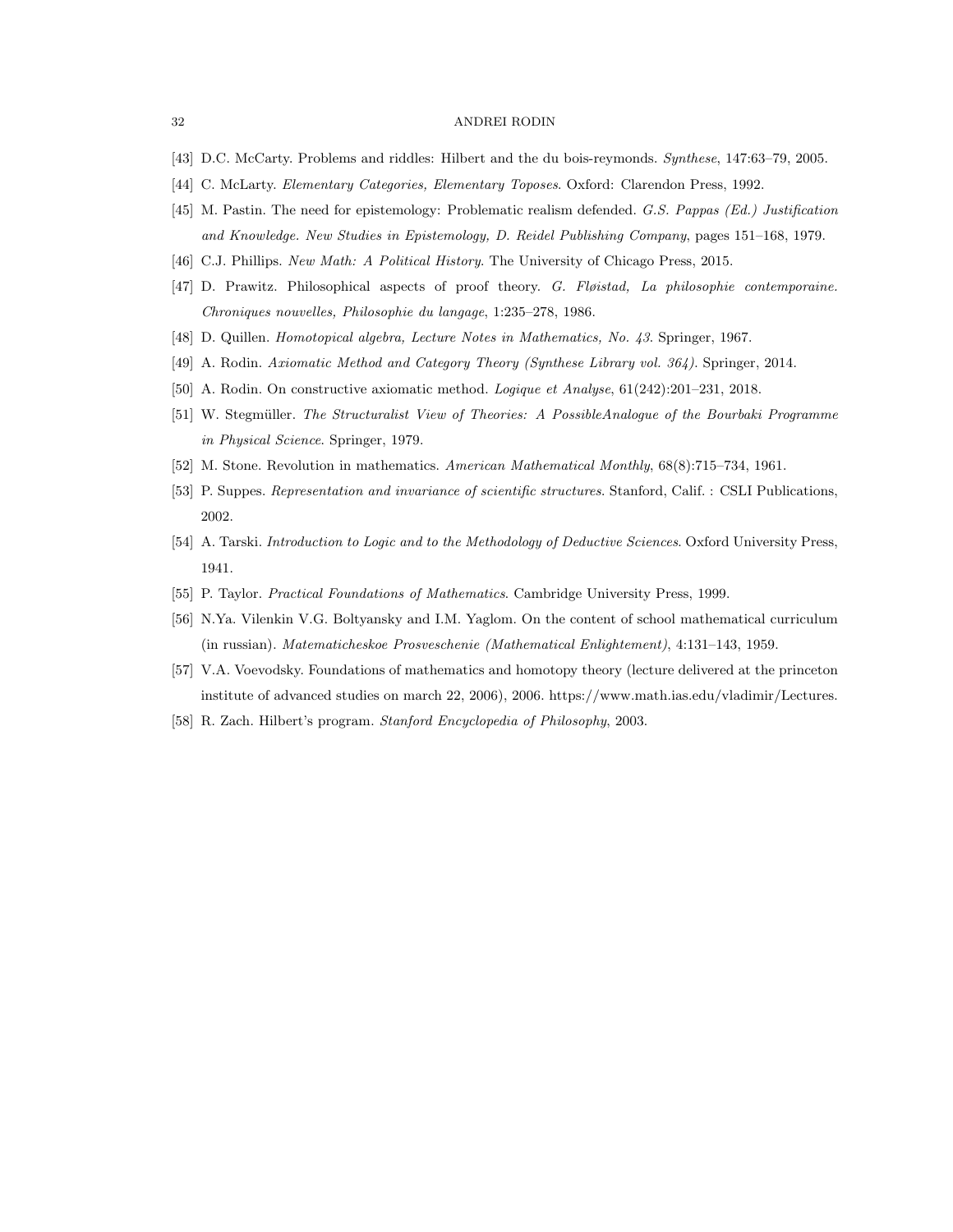[43] D.C. McCarty. Problems and riddles: Hilbert and the du bois-reymonds. *Synthese*, 147:63–79, 2005.

[44] C. McLarty. *Elementary Categories, Elementary Toposes*. Oxford: Clarendon Press, 1992.

[45] M. Pastin. The need for epistemology: Problematic realism defended. *G.S. Pappas (Ed.) Justification and Knowledge. New Studies in Epistemology, D. Reidel Publishing Company*, pages 151–168, 1979.

[46] C.J. Phillips. *New Math: A Political History*. The University of Chicago Press, 2015.

[47] D. Prawitz. Philosophical aspects of proof theory. *G. Fløistad, La philosophie contemporaine. Chroniques nouvelles, Philosophie du langage*, 1:235–278, 1986.

[48] D. Quillen. *Homotopical algebra, Lecture Notes in Mathematics, No. 43*. Springer, 1967.

[49] A. Rodin. *Axiomatic Method and Category Theory (Synthese Library vol. 364)*. Springer, 2014.

[50] A. Rodin. On constructive axiomatic method. *Logique et Analyse*, 61(242):201–231, 2018.

[51] W. Stegmüller. *The Structuralist View of Theories: A PossibleAnalogue of the Bourbaki Programme in Physical Science*. Springer, 1979.

[52] M. Stone. Revolution in mathematics. *American Mathematical Monthly*, 68(8):715–734, 1961.

[53] P. Suppes. *Representation and invariance of scientific structures*. Stanford, Calif. : CSLI Publications, 2002.

[54] A. Tarski. *Introduction to Logic and to the Methodology of Deductive Sciences*. Oxford University Press, 1941.

[55] P. Taylor. *Practical Foundations of Mathematics*. Cambridge University Press, 1999.

[56] N.Ya. Vilenkin V.G. Boltyansky and I.M. Yaglom. On the content of school mathematical curriculum (in russian). *Matematicheskoe Prosveschenie (Mathematical Enlightement)*, 4:131–143, 1959.

[57] V.A. Voevodsky. Foundations of mathematics and homotopy theory (lecture delivered at the princeton institute of advanced studies on march 22, 2006), 2006. https://www.math.ias.edu/vladimir/Lectures.

[58] R. Zach. Hilbert's program. *Stanford Encyclopedia of Philosophy*, 2003.